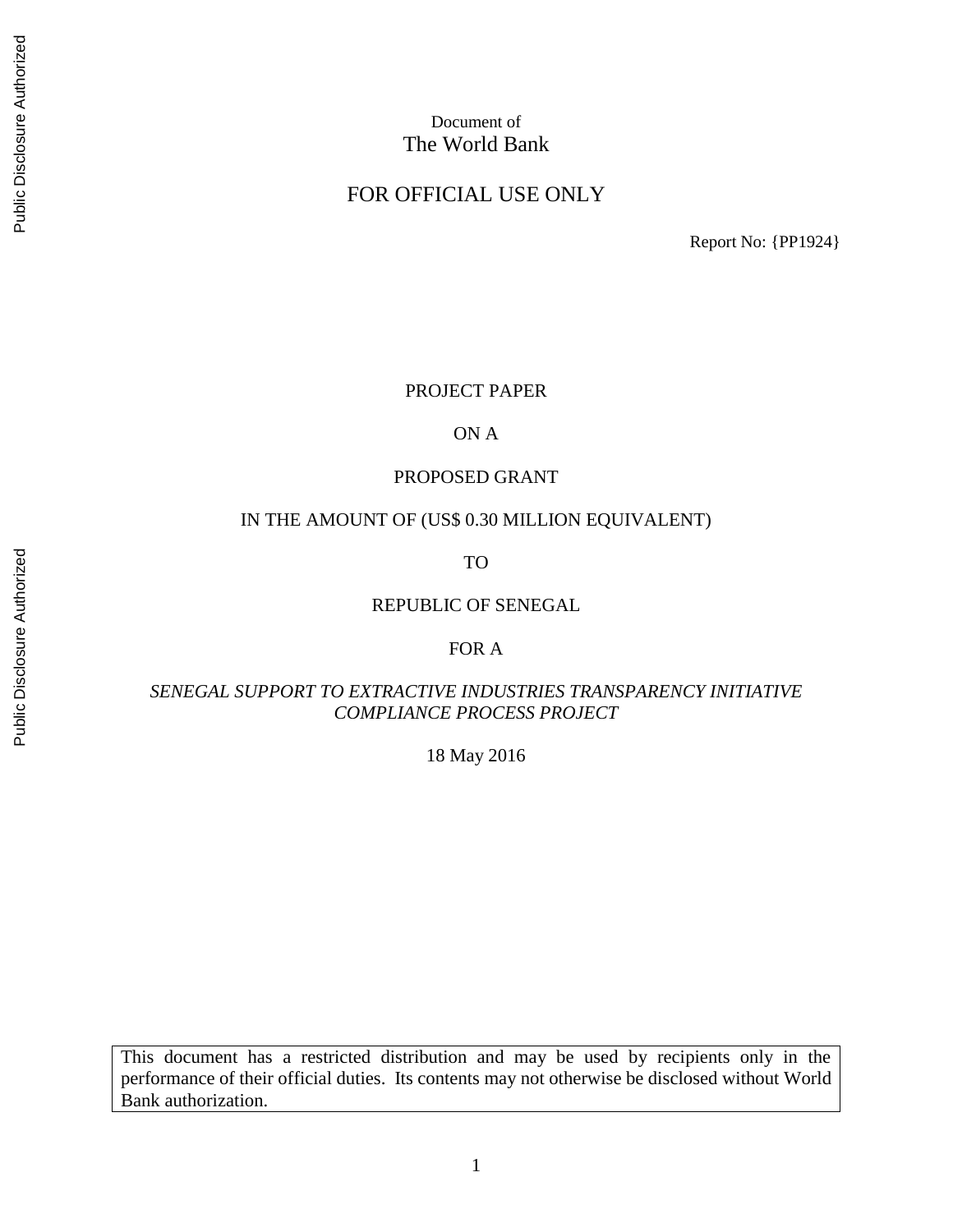Document of
The World Bank

FOR OFFICIAL USE ONLY

Report No: {PP1924}

PROJECT PAPER

ON A

PROPOSED GRANT

IN THE AMOUNT OF (US$ 0.30 MILLION EQUIVALENT)

TO

REPUBLIC OF SENEGAL

FOR A

*SENEGAL SUPPORT TO EXTRACTIVE INDUSTRIES TRANSPARENCY INITIATIVE COMPLIANCE PROCESS PROJECT*

18 May 2016

This document has a restricted distribution and may be used by recipients only in the performance of their official duties. Its contents may not otherwise be disclosed without World Bank authorization.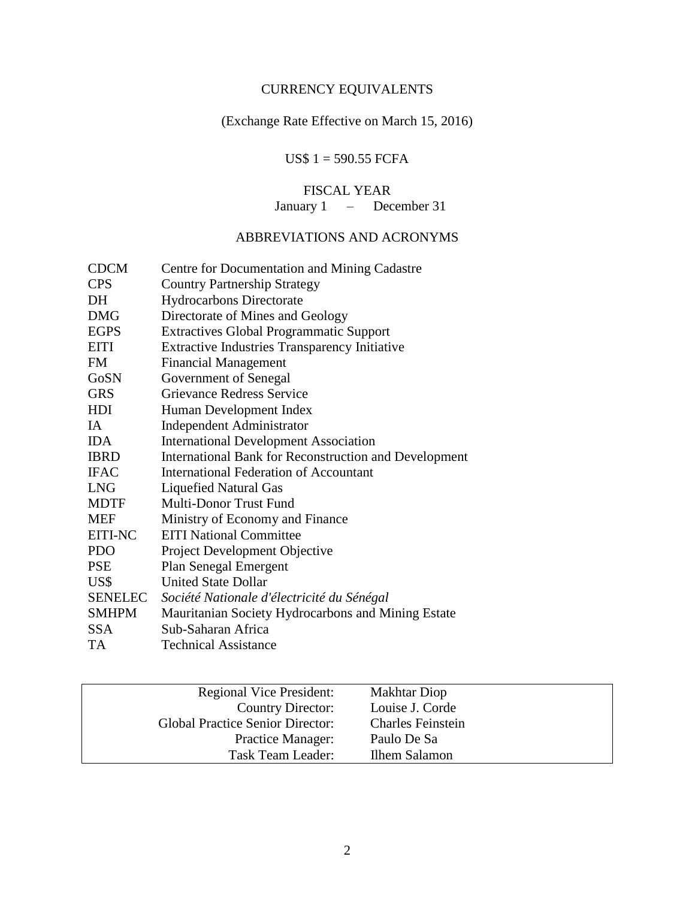## CURRENCY EQUIVALENTS

(Exchange Rate Effective on March 15, 2016)

US$ 1 = 590.55 FCFA

## FISCAL YEAR

January 1 – December 31

## ABBREVIATIONS AND ACRONYMS

| | |
|---|---|
| CDCM | Centre for Documentation and Mining Cadastre |
| CPS | Country Partnership Strategy |
| DH | Hydrocarbons Directorate |
| DMG | Directorate of Mines and Geology |
| EGPS | Extractives Global Programmatic Support |
| EITI | Extractive Industries Transparency Initiative |
| FM | Financial Management |
| GoSN | Government of Senegal |
| GRS | Grievance Redress Service |
| HDI | Human Development Index |
| IA | Independent Administrator |
| IDA | International Development Association |
| IBRD | International Bank for Reconstruction and Development |
| IFAC | International Federation of Accountant |
| LNG | Liquefied Natural Gas |
| MDTF | Multi-Donor Trust Fund |
| MEF | Ministry of Economy and Finance |
| EITI-NC | EITI National Committee |
| PDO | Project Development Objective |
| PSE | Plan Senegal Emergent |
| US$ | United State Dollar |
| SENELEC | *Société Nationale d'électricité du Sénégal* |
| SMHPM | Mauritanian Society Hydrocarbons and Mining Estate |
| SSA | Sub-Saharan Africa |
| TA | Technical Assistance |

| | |
|---|---|
| Regional Vice President: | Makhtar Diop |
| Country Director: | Louise J. Corde |
| Global Practice Senior Director: | Charles Feinstein |
| Practice Manager: | Paulo De Sa |
| Task Team Leader: | Ilhem Salamon |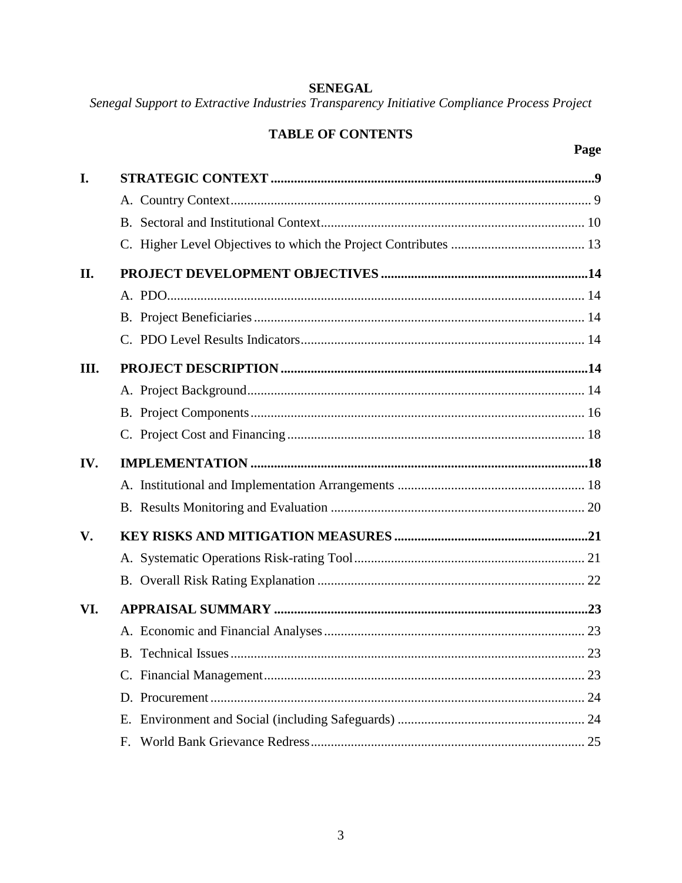**SENEGAL**

*Senegal Support to Extractive Industries Transparency Initiative Compliance Process Project*

**TABLE OF CONTENTS**

| | | Page |
|---|---|---|
| **I.** | **STRATEGIC CONTEXT** | **9** |
| | A. Country Context | 9 |
| | B. Sectoral and Institutional Context | 10 |
| | C. Higher Level Objectives to which the Project Contributes | 13 |
| **II.** | **PROJECT DEVELOPMENT OBJECTIVES** | **14** |
| | A. PDO | 14 |
| | B. Project Beneficiaries | 14 |
| | C. PDO Level Results Indicators | 14 |
| **III.** | **PROJECT DESCRIPTION** | **14** |
| | A. Project Background | 14 |
| | B. Project Components | 16 |
| | C. Project Cost and Financing | 18 |
| **IV.** | **IMPLEMENTATION** | **18** |
| | A. Institutional and Implementation Arrangements | 18 |
| | B. Results Monitoring and Evaluation | 20 |
| **V.** | **KEY RISKS AND MITIGATION MEASURES** | **21** |
| | A. Systematic Operations Risk-rating Tool | 21 |
| | B. Overall Risk Rating Explanation | 22 |
| **VI.** | **APPRAISAL SUMMARY** | **23** |
| | A. Economic and Financial Analyses | 23 |
| | B. Technical Issues | 23 |
| | C. Financial Management | 23 |
| | D. Procurement | 24 |
| | E. Environment and Social (including Safeguards) | 24 |
| | F. World Bank Grievance Redress | 25 |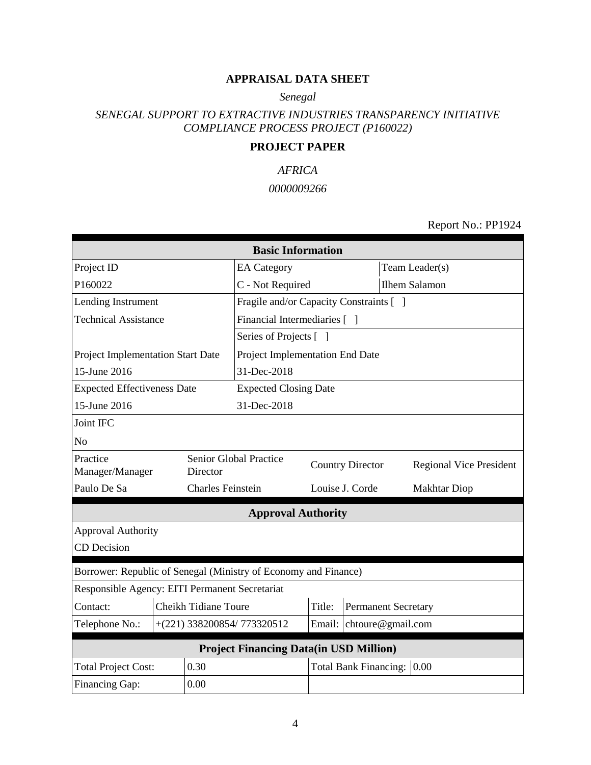# APPRAISAL DATA SHEET

*Senegal*

*SENEGAL SUPPORT TO EXTRACTIVE INDUSTRIES TRANSPARENCY INITIATIVE COMPLIANCE PROCESS PROJECT (P160022)*

## PROJECT PAPER

*AFRICA*

*0000009266*

Report No.: PP1924

| **Basic Information** | | | |
|---|---|---|---|
| Project ID | EA Category | | Team Leader(s) |
| P160022 | C - Not Required | | Ilhem Salamon |
| Lending Instrument | Fragile and/or Capacity Constraints [ ] | | |
| Technical Assistance | Financial Intermediaries [ ] | | |
| | Series of Projects [ ] | | |
| Project Implementation Start Date | Project Implementation End Date | | |
| 15-June 2016 | 31-Dec-2018 | | |
| Expected Effectiveness Date | Expected Closing Date | | |
| 15-June 2016 | 31-Dec-2018 | | |
| Joint IFC | | | |
| No | | | |
| Practice Manager/Manager | Senior Global Practice Director | Country Director | Regional Vice President |
| Paulo De Sa | Charles Feinstein | Louise J. Corde | Makhtar Diop |

| **Approval Authority** |
|---|
| Approval Authority |
| CD Decision |

| Borrower: Republic of Senegal (Ministry of Economy and Finance) | | | |
|---|---|---|---|
| Responsible Agency: EITI Permanent Secretariat | | | |
| Contact: | Cheikh Tidiane Toure | Title: | Permanent Secretary |
| Telephone No.: | +(221) 338200854/ 773320512 | Email: | chtoure@gmail.com |

| **Project Financing Data(in USD Million)** | | | |
|---|---|---|---|
| Total Project Cost: | 0.30 | Total Bank Financing: | 0.00 |
| Financing Gap: | 0.00 | | |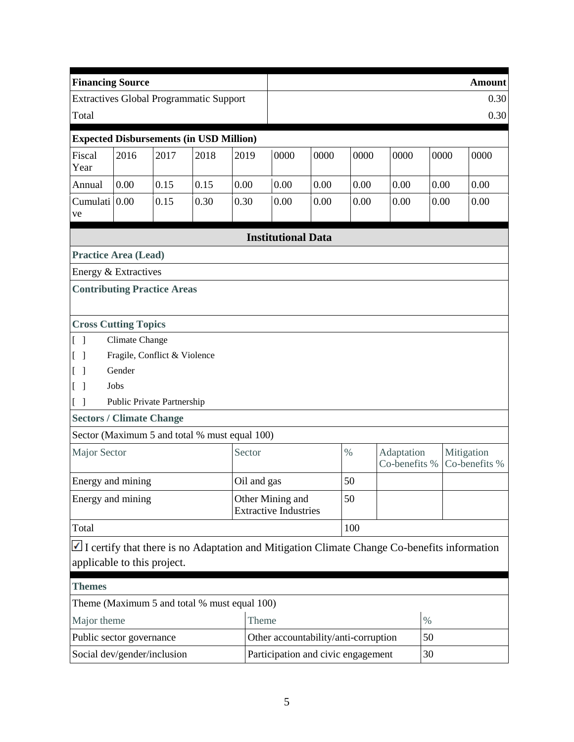| Financing Source | Amount |
|---|---|
| Extractives Global Programmatic Support | 0.30 |
| Total | 0.30 |

**Expected Disbursements (in USD Million)**

| Fiscal Year | 2016 | 2017 | 2018 | 2019 | 0000 | 0000 | 0000 | 0000 | 0000 | 0000 |
|---|---|---|---|---|---|---|---|---|---|---|
| Annual | 0.00 | 0.15 | 0.15 | 0.00 | 0.00 | 0.00 | 0.00 | 0.00 | 0.00 | 0.00 |
| Cumulative | 0.00 | 0.15 | 0.30 | 0.30 | 0.00 | 0.00 | 0.00 | 0.00 | 0.00 | 0.00 |

## Institutional Data

**Practice Area (Lead)**

Energy & Extractives

**Contributing Practice Areas**

**Cross Cutting Topics**

[ ] Climate Change

[ ] Fragile, Conflict & Violence

[ ] Gender

[ ] Jobs

[ ] Public Private Partnership

**Sectors / Climate Change**

Sector (Maximum 5 and total % must equal 100)

| Major Sector | Sector | % | Adaptation Co-benefits % | Mitigation Co-benefits % |
|---|---|---|---|---|
| Energy and mining | Oil and gas | 50 | | |
| Energy and mining | Other Mining and Extractive Industries | 50 | | |
| Total | | 100 | | |

☑ I certify that there is no Adaptation and Mitigation Climate Change Co-benefits information applicable to this project.

**Themes**

Theme (Maximum 5 and total % must equal 100)

| Major theme | Theme | % |
|---|---|---|
| Public sector governance | Other accountability/anti-corruption | 50 |
| Social dev/gender/inclusion | Participation and civic engagement | 30 |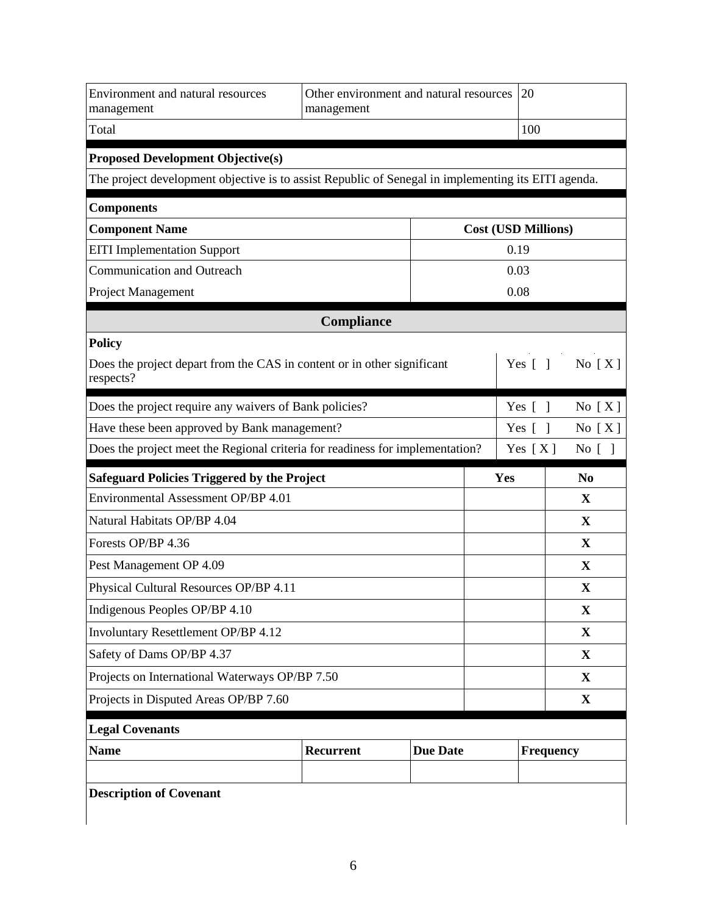| | | |
|---|---|---|
| Environment and natural resources management | Other environment and natural resources management | 20 |
| Total | | 100 |

**Proposed Development Objective(s)**

The project development objective is to assist Republic of Senegal in implementing its EITI agenda.

**Components**

| Component Name | Cost (USD Millions) |
|---|---|
| EITI Implementation Support | 0.19 |
| Communication and Outreach | 0.03 |
| Project Management | 0.08 |

## Compliance

**Policy**

| | | |
|---|---|---|
| Does the project depart from the CAS in content or in other significant respects? | Yes [ ] | No [ X ] |
| Does the project require any waivers of Bank policies? | Yes [ ] | No [ X ] |
| Have these been approved by Bank management? | Yes [ ] | No [ X ] |
| Does the project meet the Regional criteria for readiness for implementation? | Yes [ X ] | No [ ] |

| Safeguard Policies Triggered by the Project | Yes | No |
|---|---|---|
| Environmental Assessment OP/BP 4.01 | | X |
| Natural Habitats OP/BP 4.04 | | X |
| Forests OP/BP 4.36 | | X |
| Pest Management OP 4.09 | | X |
| Physical Cultural Resources OP/BP 4.11 | | X |
| Indigenous Peoples OP/BP 4.10 | | X |
| Involuntary Resettlement OP/BP 4.12 | | X |
| Safety of Dams OP/BP 4.37 | | X |
| Projects on International Waterways OP/BP 7.50 | | X |
| Projects in Disputed Areas OP/BP 7.60 | | X |

**Legal Covenants**

| Name | Recurrent | Due Date | Frequency |
|---|---|---|---|
| | | | |

**Description of Covenant**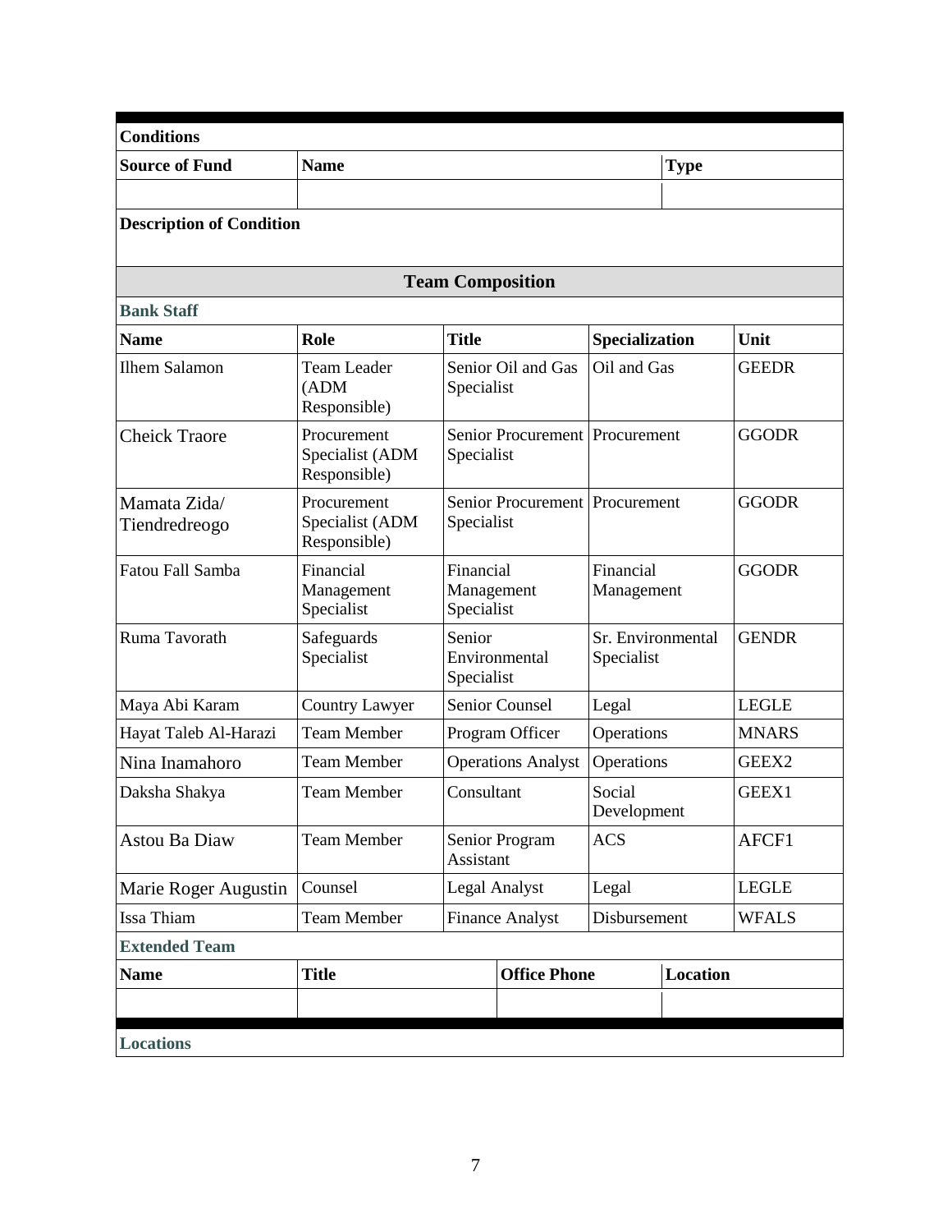**Conditions**

| Source of Fund | Name | Type |
|---|---|---|
| | | |

**Description of Condition**

## Team Composition

**Bank Staff**

| Name | Role | Title | Specialization | Unit |
|---|---|---|---|---|
| Ilhem Salamon | Team Leader (ADM Responsible) | Senior Oil and Gas Specialist | Oil and Gas | GEEDR |
| Cheick Traore | Procurement Specialist (ADM Responsible) | Senior Procurement Specialist | Procurement | GGODR |
| Mamata Zida/ Tiendredreogo | Procurement Specialist (ADM Responsible) | Senior Procurement Specialist | Procurement | GGODR |
| Fatou Fall Samba | Financial Management Specialist | Financial Management Specialist | Financial Management | GGODR |
| Ruma Tavorath | Safeguards Specialist | Senior Environmental Specialist | Sr. Environmental Specialist | GENDR |
| Maya Abi Karam | Country Lawyer | Senior Counsel | Legal | LEGLE |
| Hayat Taleb Al-Harazi | Team Member | Program Officer | Operations | MNARS |
| Nina Inamahoro | Team Member | Operations Analyst | Operations | GEEX2 |
| Daksha Shakya | Team Member | Consultant | Social Development | GEEX1 |
| Astou Ba Diaw | Team Member | Senior Program Assistant | ACS | AFCF1 |
| Marie Roger Augustin | Counsel | Legal Analyst | Legal | LEGLE |
| Issa Thiam | Team Member | Finance Analyst | Disbursement | WFALS |

**Extended Team**

| Name | Title | Office Phone | Location |
|---|---|---|---|
| | | | |

**Locations**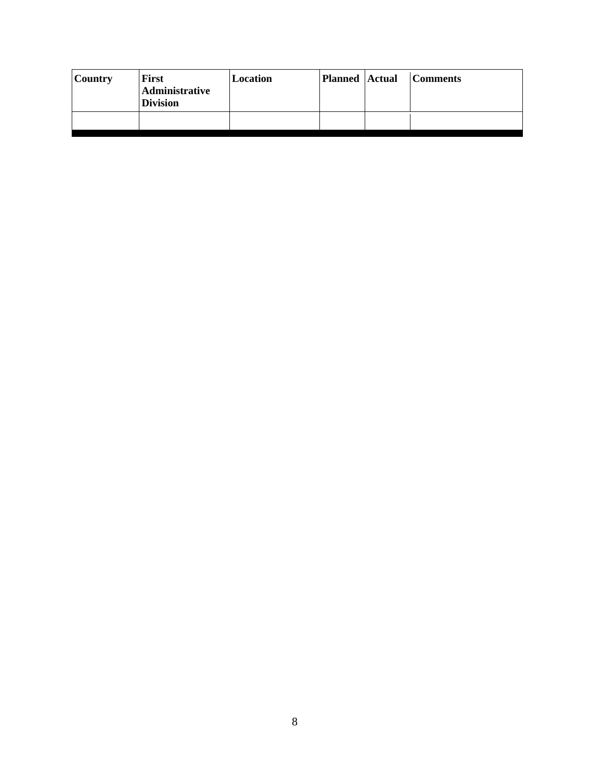| Country | First Administrative Division | Location | Planned | Actual | Comments |
|---|---|---|---|---|---|
| | | | | | |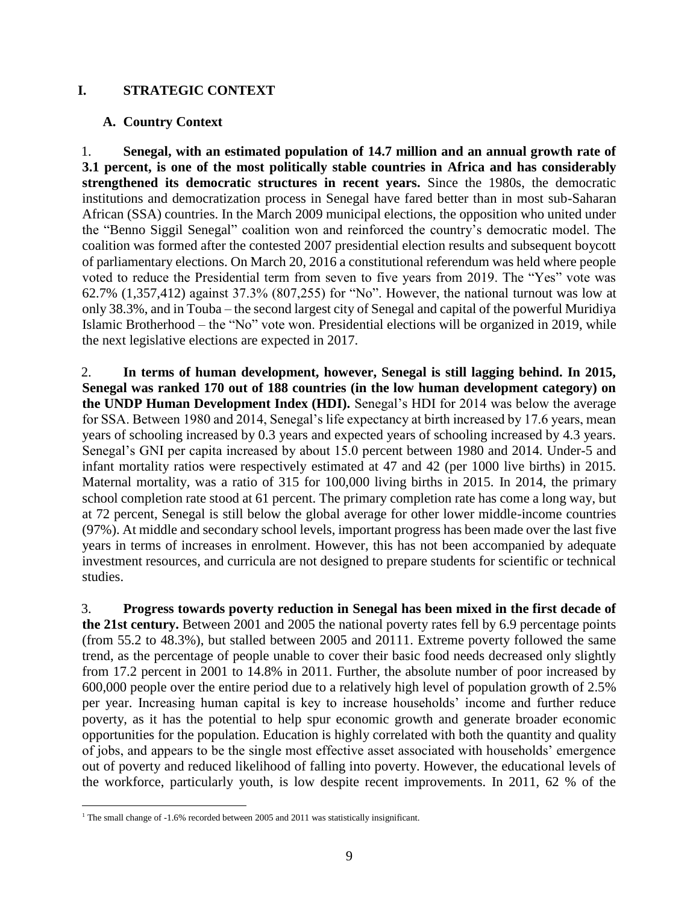# I. STRATEGIC CONTEXT

## A. Country Context

1. **Senegal, with an estimated population of 14.7 million and an annual growth rate of 3.1 percent, is one of the most politically stable countries in Africa and has considerably strengthened its democratic structures in recent years.** Since the 1980s, the democratic institutions and democratization process in Senegal have fared better than in most sub-Saharan African (SSA) countries. In the March 2009 municipal elections, the opposition who united under the "Benno Siggil Senegal" coalition won and reinforced the country's democratic model. The coalition was formed after the contested 2007 presidential election results and subsequent boycott of parliamentary elections. On March 20, 2016 a constitutional referendum was held where people voted to reduce the Presidential term from seven to five years from 2019. The "Yes" vote was 62.7% (1,357,412) against 37.3% (807,255) for "No". However, the national turnout was low at only 38.3%, and in Touba – the second largest city of Senegal and capital of the powerful Muridiya Islamic Brotherhood – the "No" vote won. Presidential elections will be organized in 2019, while the next legislative elections are expected in 2017.

2. **In terms of human development, however, Senegal is still lagging behind. In 2015, Senegal was ranked 170 out of 188 countries (in the low human development category) on the UNDP Human Development Index (HDI).** Senegal's HDI for 2014 was below the average for SSA. Between 1980 and 2014, Senegal's life expectancy at birth increased by 17.6 years, mean years of schooling increased by 0.3 years and expected years of schooling increased by 4.3 years. Senegal's GNI per capita increased by about 15.0 percent between 1980 and 2014. Under-5 and infant mortality ratios were respectively estimated at 47 and 42 (per 1000 live births) in 2015. Maternal mortality, was a ratio of 315 for 100,000 living births in 2015. In 2014, the primary school completion rate stood at 61 percent. The primary completion rate has come a long way, but at 72 percent, Senegal is still below the global average for other lower middle-income countries (97%). At middle and secondary school levels, important progress has been made over the last five years in terms of increases in enrolment. However, this has not been accompanied by adequate investment resources, and curricula are not designed to prepare students for scientific or technical studies.

3. **Progress towards poverty reduction in Senegal has been mixed in the first decade of the 21st century.** Between 2001 and 2005 the national poverty rates fell by 6.9 percentage points (from 55.2 to 48.3%), but stalled between 2005 and 2011[1]. Extreme poverty followed the same trend, as the percentage of people unable to cover their basic food needs decreased only slightly from 17.2 percent in 2001 to 14.8% in 2011. Further, the absolute number of poor increased by 600,000 people over the entire period due to a relatively high level of population growth of 2.5% per year. Increasing human capital is key to increase households' income and further reduce poverty, as it has the potential to help spur economic growth and generate broader economic opportunities for the population. Education is highly correlated with both the quantity and quality of jobs, and appears to be the single most effective asset associated with households' emergence out of poverty and reduced likelihood of falling into poverty. However, the educational levels of the workforce, particularly youth, is low despite recent improvements. In 2011, 62 % of the

[1] The small change of -1.6% recorded between 2005 and 2011 was statistically insignificant.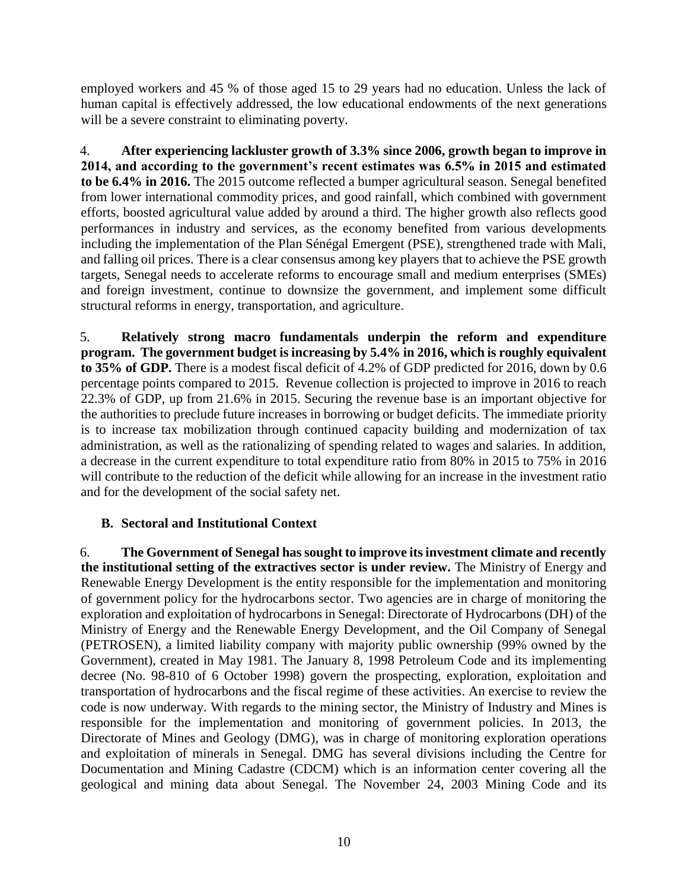employed workers and 45 % of those aged 15 to 29 years had no education. Unless the lack of human capital is effectively addressed, the low educational endowments of the next generations will be a severe constraint to eliminating poverty.

4. **After experiencing lackluster growth of 3.3% since 2006, growth began to improve in 2014, and according to the government's recent estimates was 6.5% in 2015 and estimated to be 6.4% in 2016.** The 2015 outcome reflected a bumper agricultural season. Senegal benefited from lower international commodity prices, and good rainfall, which combined with government efforts, boosted agricultural value added by around a third. The higher growth also reflects good performances in industry and services, as the economy benefited from various developments including the implementation of the Plan Sénégal Emergent (PSE), strengthened trade with Mali, and falling oil prices. There is a clear consensus among key players that to achieve the PSE growth targets, Senegal needs to accelerate reforms to encourage small and medium enterprises (SMEs) and foreign investment, continue to downsize the government, and implement some difficult structural reforms in energy, transportation, and agriculture.

5. **Relatively strong macro fundamentals underpin the reform and expenditure program. The government budget is increasing by 5.4% in 2016, which is roughly equivalent to 35% of GDP.** There is a modest fiscal deficit of 4.2% of GDP predicted for 2016, down by 0.6 percentage points compared to 2015. Revenue collection is projected to improve in 2016 to reach 22.3% of GDP, up from 21.6% in 2015. Securing the revenue base is an important objective for the authorities to preclude future increases in borrowing or budget deficits. The immediate priority is to increase tax mobilization through continued capacity building and modernization of tax administration, as well as the rationalizing of spending related to wages and salaries. In addition, a decrease in the current expenditure to total expenditure ratio from 80% in 2015 to 75% in 2016 will contribute to the reduction of the deficit while allowing for an increase in the investment ratio and for the development of the social safety net.

### B. Sectoral and Institutional Context

6. **The Government of Senegal has sought to improve its investment climate and recently the institutional setting of the extractives sector is under review.** The Ministry of Energy and Renewable Energy Development is the entity responsible for the implementation and monitoring of government policy for the hydrocarbons sector. Two agencies are in charge of monitoring the exploration and exploitation of hydrocarbons in Senegal: Directorate of Hydrocarbons (DH) of the Ministry of Energy and the Renewable Energy Development, and the Oil Company of Senegal (PETROSEN), a limited liability company with majority public ownership (99% owned by the Government), created in May 1981. The January 8, 1998 Petroleum Code and its implementing decree (No. 98-810 of 6 October 1998) govern the prospecting, exploration, exploitation and transportation of hydrocarbons and the fiscal regime of these activities. An exercise to review the code is now underway. With regards to the mining sector, the Ministry of Industry and Mines is responsible for the implementation and monitoring of government policies. In 2013, the Directorate of Mines and Geology (DMG), was in charge of monitoring exploration operations and exploitation of minerals in Senegal. DMG has several divisions including the Centre for Documentation and Mining Cadastre (CDCM) which is an information center covering all the geological and mining data about Senegal. The November 24, 2003 Mining Code and its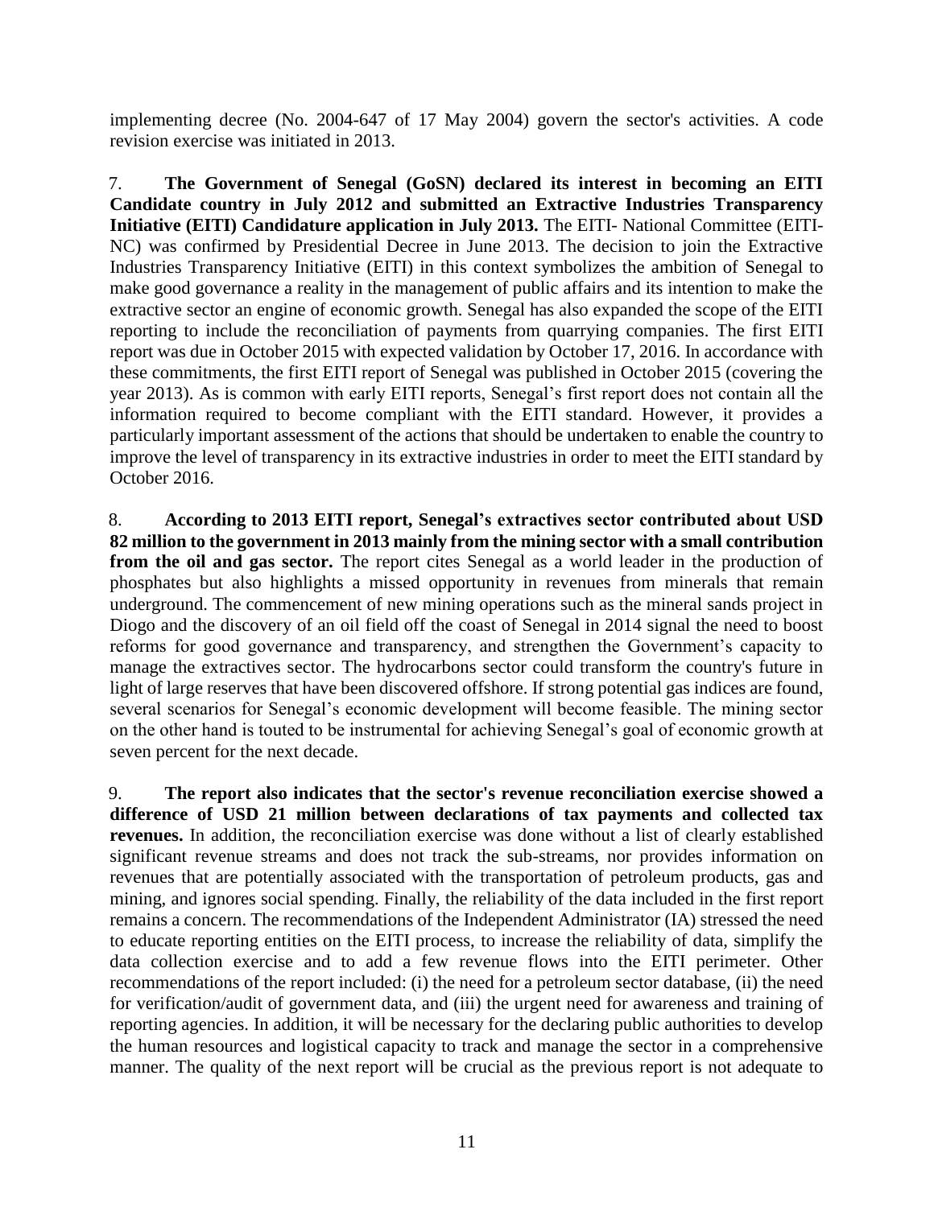implementing decree (No. 2004-647 of 17 May 2004) govern the sector's activities. A code revision exercise was initiated in 2013.

7. **The Government of Senegal (GoSN) declared its interest in becoming an EITI Candidate country in July 2012 and submitted an Extractive Industries Transparency Initiative (EITI) Candidature application in July 2013.** The EITI- National Committee (EITI-NC) was confirmed by Presidential Decree in June 2013. The decision to join the Extractive Industries Transparency Initiative (EITI) in this context symbolizes the ambition of Senegal to make good governance a reality in the management of public affairs and its intention to make the extractive sector an engine of economic growth. Senegal has also expanded the scope of the EITI reporting to include the reconciliation of payments from quarrying companies. The first EITI report was due in October 2015 with expected validation by October 17, 2016. In accordance with these commitments, the first EITI report of Senegal was published in October 2015 (covering the year 2013). As is common with early EITI reports, Senegal's first report does not contain all the information required to become compliant with the EITI standard. However, it provides a particularly important assessment of the actions that should be undertaken to enable the country to improve the level of transparency in its extractive industries in order to meet the EITI standard by October 2016.

8. **According to 2013 EITI report, Senegal's extractives sector contributed about USD 82 million to the government in 2013 mainly from the mining sector with a small contribution from the oil and gas sector.** The report cites Senegal as a world leader in the production of phosphates but also highlights a missed opportunity in revenues from minerals that remain underground. The commencement of new mining operations such as the mineral sands project in Diogo and the discovery of an oil field off the coast of Senegal in 2014 signal the need to boost reforms for good governance and transparency, and strengthen the Government's capacity to manage the extractives sector. The hydrocarbons sector could transform the country's future in light of large reserves that have been discovered offshore. If strong potential gas indices are found, several scenarios for Senegal's economic development will become feasible. The mining sector on the other hand is touted to be instrumental for achieving Senegal's goal of economic growth at seven percent for the next decade.

9. **The report also indicates that the sector's revenue reconciliation exercise showed a difference of USD 21 million between declarations of tax payments and collected tax revenues.** In addition, the reconciliation exercise was done without a list of clearly established significant revenue streams and does not track the sub-streams, nor provides information on revenues that are potentially associated with the transportation of petroleum products, gas and mining, and ignores social spending. Finally, the reliability of the data included in the first report remains a concern. The recommendations of the Independent Administrator (IA) stressed the need to educate reporting entities on the EITI process, to increase the reliability of data, simplify the data collection exercise and to add a few revenue flows into the EITI perimeter. Other recommendations of the report included: (i) the need for a petroleum sector database, (ii) the need for verification/audit of government data, and (iii) the urgent need for awareness and training of reporting agencies. In addition, it will be necessary for the declaring public authorities to develop the human resources and logistical capacity to track and manage the sector in a comprehensive manner. The quality of the next report will be crucial as the previous report is not adequate to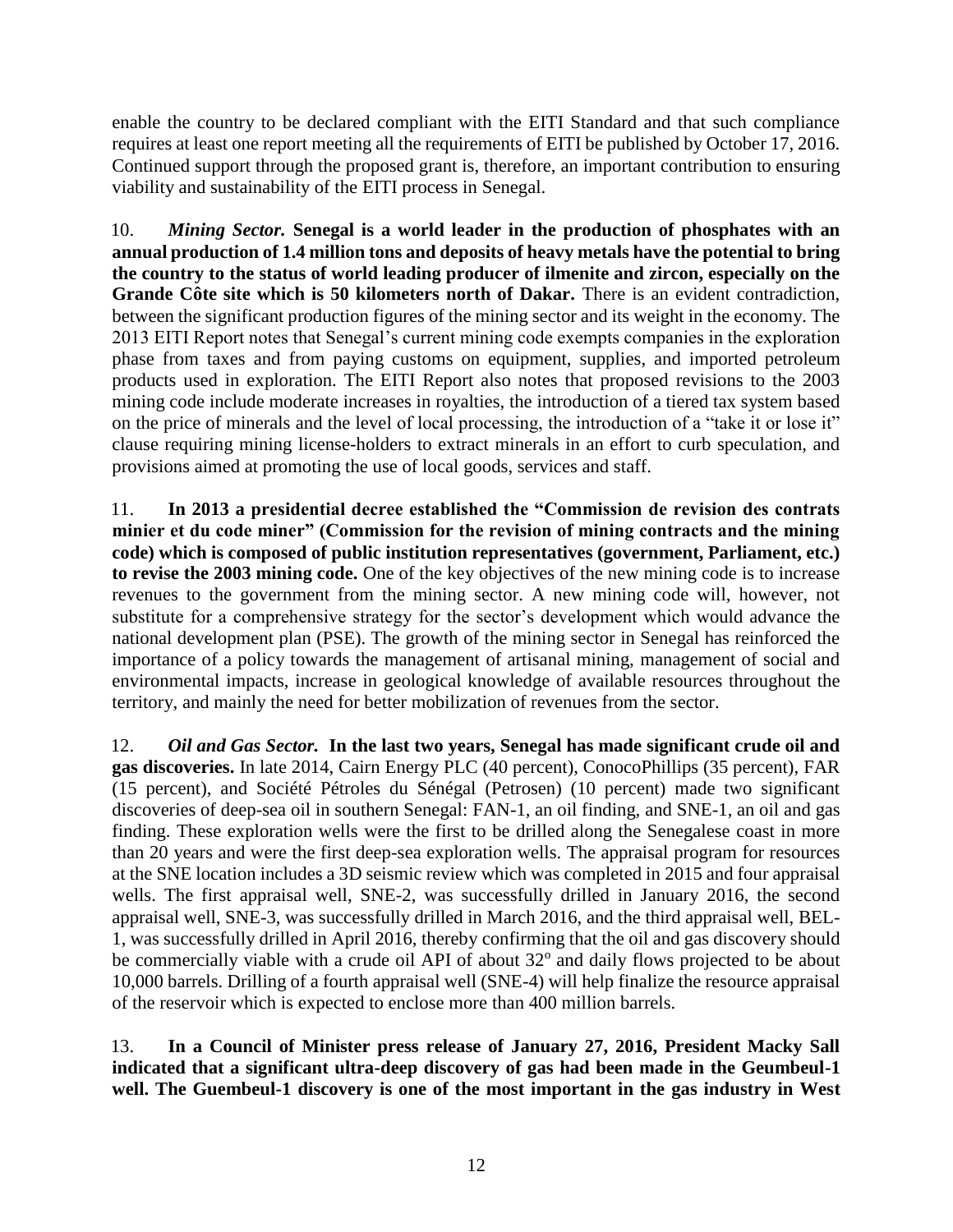enable the country to be declared compliant with the EITI Standard and that such compliance requires at least one report meeting all the requirements of EITI be published by October 17, 2016. Continued support through the proposed grant is, therefore, an important contribution to ensuring viability and sustainability of the EITI process in Senegal.

10. ***Mining Sector.*** **Senegal is a world leader in the production of phosphates with an annual production of 1.4 million tons and deposits of heavy metals have the potential to bring the country to the status of world leading producer of ilmenite and zircon, especially on the Grande Côte site which is 50 kilometers north of Dakar.** There is an evident contradiction, between the significant production figures of the mining sector and its weight in the economy. The 2013 EITI Report notes that Senegal's current mining code exempts companies in the exploration phase from taxes and from paying customs on equipment, supplies, and imported petroleum products used in exploration. The EITI Report also notes that proposed revisions to the 2003 mining code include moderate increases in royalties, the introduction of a tiered tax system based on the price of minerals and the level of local processing, the introduction of a "take it or lose it" clause requiring mining license-holders to extract minerals in an effort to curb speculation, and provisions aimed at promoting the use of local goods, services and staff.

11. **In 2013 a presidential decree established the "Commission de revision des contrats minier et du code miner" (Commission for the revision of mining contracts and the mining code) which is composed of public institution representatives (government, Parliament, etc.) to revise the 2003 mining code.** One of the key objectives of the new mining code is to increase revenues to the government from the mining sector. A new mining code will, however, not substitute for a comprehensive strategy for the sector's development which would advance the national development plan (PSE). The growth of the mining sector in Senegal has reinforced the importance of a policy towards the management of artisanal mining, management of social and environmental impacts, increase in geological knowledge of available resources throughout the territory, and mainly the need for better mobilization of revenues from the sector.

12. ***Oil and Gas Sector.*** **In the last two years, Senegal has made significant crude oil and gas discoveries.** In late 2014, Cairn Energy PLC (40 percent), ConocoPhillips (35 percent), FAR (15 percent), and Société Pétroles du Sénégal (Petrosen) (10 percent) made two significant discoveries of deep-sea oil in southern Senegal: FAN-1, an oil finding, and SNE-1, an oil and gas finding. These exploration wells were the first to be drilled along the Senegalese coast in more than 20 years and were the first deep-sea exploration wells. The appraisal program for resources at the SNE location includes a 3D seismic review which was completed in 2015 and four appraisal wells. The first appraisal well, SNE-2, was successfully drilled in January 2016, the second appraisal well, SNE-3, was successfully drilled in March 2016, and the third appraisal well, BEL-1, was successfully drilled in April 2016, thereby confirming that the oil and gas discovery should be commercially viable with a crude oil API of about 32° and daily flows projected to be about 10,000 barrels. Drilling of a fourth appraisal well (SNE-4) will help finalize the resource appraisal of the reservoir which is expected to enclose more than 400 million barrels.

13. **In a Council of Minister press release of January 27, 2016, President Macky Sall indicated that a significant ultra-deep discovery of gas had been made in the Geumbeul-1 well. The Guembeul-1 discovery is one of the most important in the gas industry in West**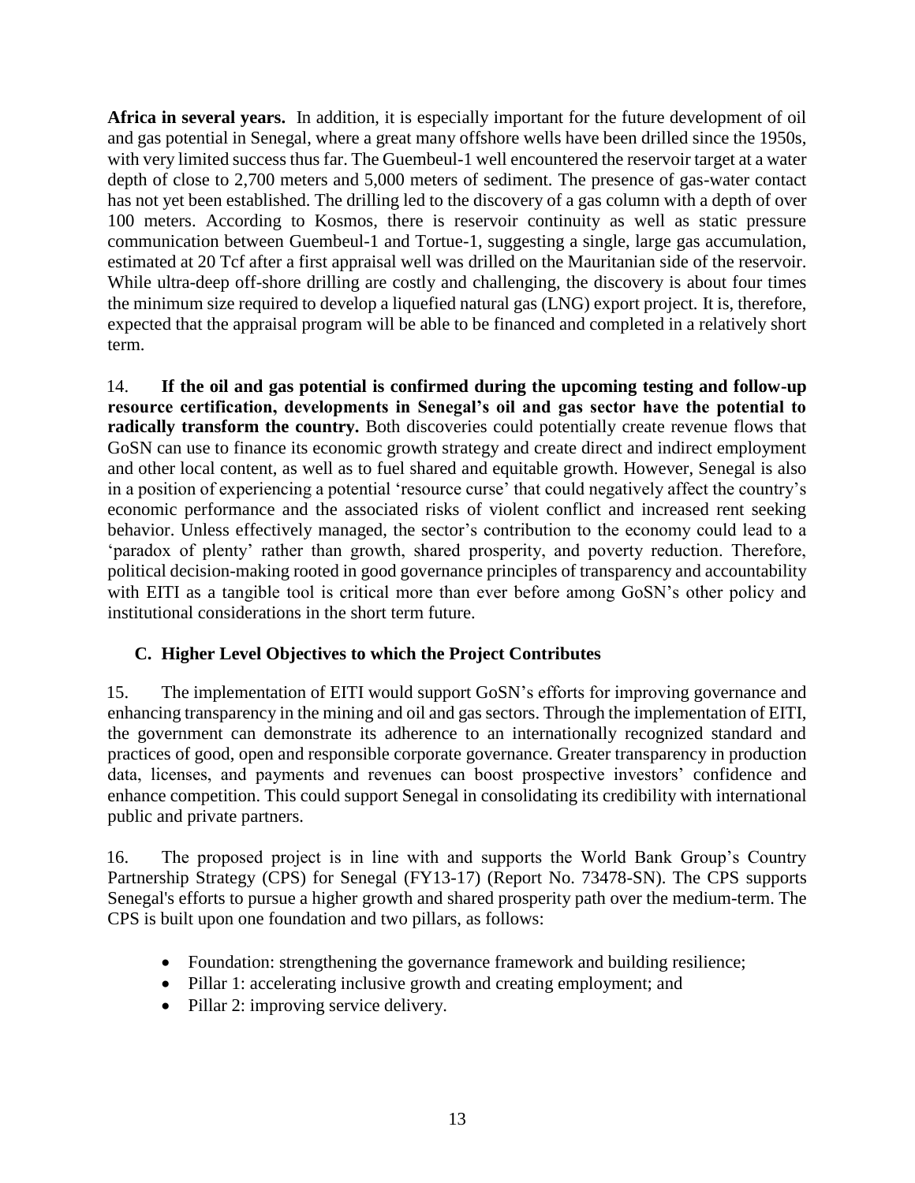**Africa in several years.** In addition, it is especially important for the future development of oil and gas potential in Senegal, where a great many offshore wells have been drilled since the 1950s, with very limited success thus far. The Guembeul-1 well encountered the reservoir target at a water depth of close to 2,700 meters and 5,000 meters of sediment. The presence of gas-water contact has not yet been established. The drilling led to the discovery of a gas column with a depth of over 100 meters. According to Kosmos, there is reservoir continuity as well as static pressure communication between Guembeul-1 and Tortue-1, suggesting a single, large gas accumulation, estimated at 20 Tcf after a first appraisal well was drilled on the Mauritanian side of the reservoir. While ultra-deep off-shore drilling are costly and challenging, the discovery is about four times the minimum size required to develop a liquefied natural gas (LNG) export project. It is, therefore, expected that the appraisal program will be able to be financed and completed in a relatively short term.

14. **If the oil and gas potential is confirmed during the upcoming testing and follow-up resource certification, developments in Senegal's oil and gas sector have the potential to radically transform the country.** Both discoveries could potentially create revenue flows that GoSN can use to finance its economic growth strategy and create direct and indirect employment and other local content, as well as to fuel shared and equitable growth. However, Senegal is also in a position of experiencing a potential 'resource curse' that could negatively affect the country's economic performance and the associated risks of violent conflict and increased rent seeking behavior. Unless effectively managed, the sector's contribution to the economy could lead to a 'paradox of plenty' rather than growth, shared prosperity, and poverty reduction. Therefore, political decision-making rooted in good governance principles of transparency and accountability with EITI as a tangible tool is critical more than ever before among GoSN's other policy and institutional considerations in the short term future.

## C. Higher Level Objectives to which the Project Contributes

15. The implementation of EITI would support GoSN's efforts for improving governance and enhancing transparency in the mining and oil and gas sectors. Through the implementation of EITI, the government can demonstrate its adherence to an internationally recognized standard and practices of good, open and responsible corporate governance. Greater transparency in production data, licenses, and payments and revenues can boost prospective investors' confidence and enhance competition. This could support Senegal in consolidating its credibility with international public and private partners.

16. The proposed project is in line with and supports the World Bank Group's Country Partnership Strategy (CPS) for Senegal (FY13-17) (Report No. 73478-SN). The CPS supports Senegal's efforts to pursue a higher growth and shared prosperity path over the medium-term. The CPS is built upon one foundation and two pillars, as follows:

- Foundation: strengthening the governance framework and building resilience;
- Pillar 1: accelerating inclusive growth and creating employment; and
- Pillar 2: improving service delivery.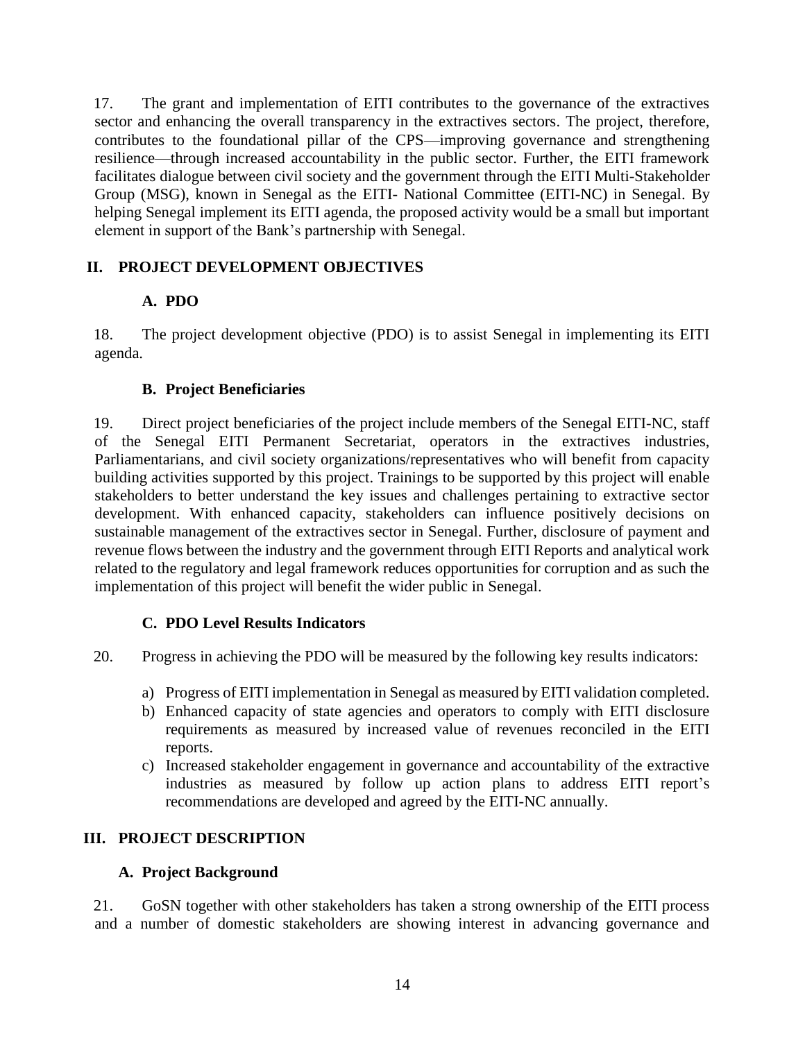17. The grant and implementation of EITI contributes to the governance of the extractives sector and enhancing the overall transparency in the extractives sectors. The project, therefore, contributes to the foundational pillar of the CPS—improving governance and strengthening resilience—through increased accountability in the public sector. Further, the EITI framework facilitates dialogue between civil society and the government through the EITI Multi-Stakeholder Group (MSG), known in Senegal as the EITI- National Committee (EITI-NC) in Senegal. By helping Senegal implement its EITI agenda, the proposed activity would be a small but important element in support of the Bank's partnership with Senegal.

## II. PROJECT DEVELOPMENT OBJECTIVES

### A. PDO

18. The project development objective (PDO) is to assist Senegal in implementing its EITI agenda.

### B. Project Beneficiaries

19. Direct project beneficiaries of the project include members of the Senegal EITI-NC, staff of the Senegal EITI Permanent Secretariat, operators in the extractives industries, Parliamentarians, and civil society organizations/representatives who will benefit from capacity building activities supported by this project. Trainings to be supported by this project will enable stakeholders to better understand the key issues and challenges pertaining to extractive sector development. With enhanced capacity, stakeholders can influence positively decisions on sustainable management of the extractives sector in Senegal. Further, disclosure of payment and revenue flows between the industry and the government through EITI Reports and analytical work related to the regulatory and legal framework reduces opportunities for corruption and as such the implementation of this project will benefit the wider public in Senegal.

### C. PDO Level Results Indicators

20. Progress in achieving the PDO will be measured by the following key results indicators:

a) Progress of EITI implementation in Senegal as measured by EITI validation completed.
b) Enhanced capacity of state agencies and operators to comply with EITI disclosure requirements as measured by increased value of revenues reconciled in the EITI reports.
c) Increased stakeholder engagement in governance and accountability of the extractive industries as measured by follow up action plans to address EITI report's recommendations are developed and agreed by the EITI-NC annually.

## III. PROJECT DESCRIPTION

### A. Project Background

21. GoSN together with other stakeholders has taken a strong ownership of the EITI process and a number of domestic stakeholders are showing interest in advancing governance and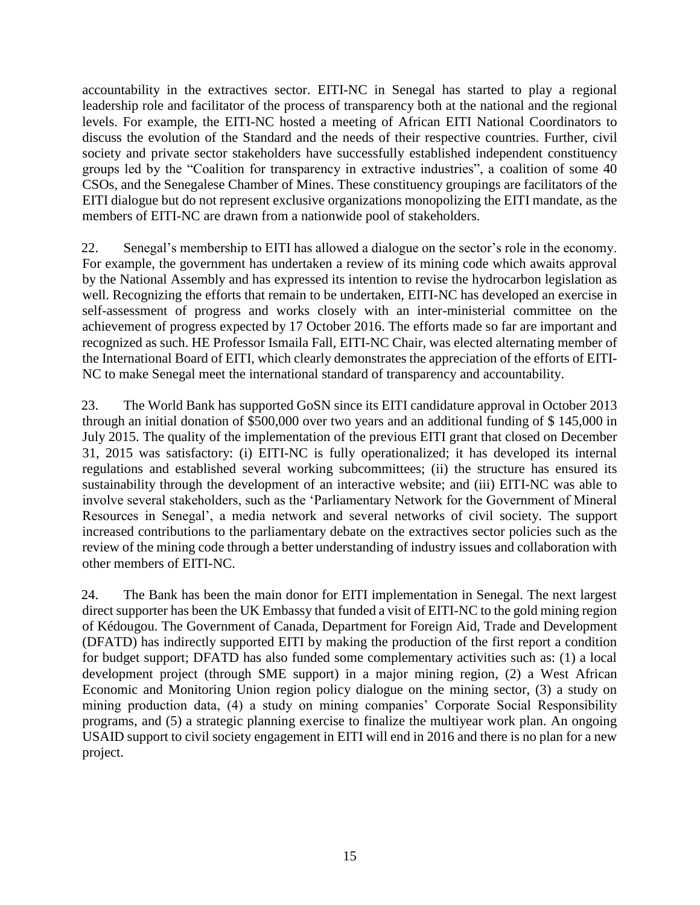accountability in the extractives sector. EITI-NC in Senegal has started to play a regional leadership role and facilitator of the process of transparency both at the national and the regional levels. For example, the EITI-NC hosted a meeting of African EITI National Coordinators to discuss the evolution of the Standard and the needs of their respective countries. Further, civil society and private sector stakeholders have successfully established independent constituency groups led by the "Coalition for transparency in extractive industries", a coalition of some 40 CSOs, and the Senegalese Chamber of Mines. These constituency groupings are facilitators of the EITI dialogue but do not represent exclusive organizations monopolizing the EITI mandate, as the members of EITI-NC are drawn from a nationwide pool of stakeholders.

22. Senegal's membership to EITI has allowed a dialogue on the sector's role in the economy. For example, the government has undertaken a review of its mining code which awaits approval by the National Assembly and has expressed its intention to revise the hydrocarbon legislation as well. Recognizing the efforts that remain to be undertaken, EITI-NC has developed an exercise in self-assessment of progress and works closely with an inter-ministerial committee on the achievement of progress expected by 17 October 2016. The efforts made so far are important and recognized as such. HE Professor Ismaila Fall, EITI-NC Chair, was elected alternating member of the International Board of EITI, which clearly demonstrates the appreciation of the efforts of EITI-NC to make Senegal meet the international standard of transparency and accountability.

23. The World Bank has supported GoSN since its EITI candidature approval in October 2013 through an initial donation of $500,000 over two years and an additional funding of $ 145,000 in July 2015. The quality of the implementation of the previous EITI grant that closed on December 31, 2015 was satisfactory: (i) EITI-NC is fully operationalized; it has developed its internal regulations and established several working subcommittees; (ii) the structure has ensured its sustainability through the development of an interactive website; and (iii) EITI-NC was able to involve several stakeholders, such as the 'Parliamentary Network for the Government of Mineral Resources in Senegal', a media network and several networks of civil society. The support increased contributions to the parliamentary debate on the extractives sector policies such as the review of the mining code through a better understanding of industry issues and collaboration with other members of EITI-NC.

24. The Bank has been the main donor for EITI implementation in Senegal. The next largest direct supporter has been the UK Embassy that funded a visit of EITI-NC to the gold mining region of Kédougou. The Government of Canada, Department for Foreign Aid, Trade and Development (DFATD) has indirectly supported EITI by making the production of the first report a condition for budget support; DFATD has also funded some complementary activities such as: (1) a local development project (through SME support) in a major mining region, (2) a West African Economic and Monitoring Union region policy dialogue on the mining sector, (3) a study on mining production data, (4) a study on mining companies' Corporate Social Responsibility programs, and (5) a strategic planning exercise to finalize the multiyear work plan. An ongoing USAID support to civil society engagement in EITI will end in 2016 and there is no plan for a new project.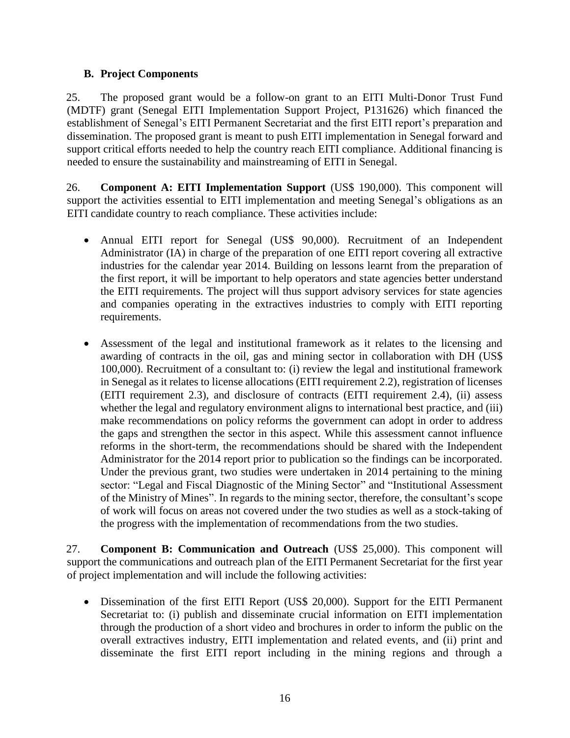### B. Project Components

25. The proposed grant would be a follow-on grant to an EITI Multi-Donor Trust Fund (MDTF) grant (Senegal EITI Implementation Support Project, P131626) which financed the establishment of Senegal's EITI Permanent Secretariat and the first EITI report's preparation and dissemination. The proposed grant is meant to push EITI implementation in Senegal forward and support critical efforts needed to help the country reach EITI compliance. Additional financing is needed to ensure the sustainability and mainstreaming of EITI in Senegal.

26. **Component A: EITI Implementation Support** (US$ 190,000). This component will support the activities essential to EITI implementation and meeting Senegal's obligations as an EITI candidate country to reach compliance. These activities include:

- Annual EITI report for Senegal (US$ 90,000). Recruitment of an Independent Administrator (IA) in charge of the preparation of one EITI report covering all extractive industries for the calendar year 2014. Building on lessons learnt from the preparation of the first report, it will be important to help operators and state agencies better understand the EITI requirements. The project will thus support advisory services for state agencies and companies operating in the extractives industries to comply with EITI reporting requirements.

- Assessment of the legal and institutional framework as it relates to the licensing and awarding of contracts in the oil, gas and mining sector in collaboration with DH (US$ 100,000). Recruitment of a consultant to: (i) review the legal and institutional framework in Senegal as it relates to license allocations (EITI requirement 2.2), registration of licenses (EITI requirement 2.3), and disclosure of contracts (EITI requirement 2.4), (ii) assess whether the legal and regulatory environment aligns to international best practice, and (iii) make recommendations on policy reforms the government can adopt in order to address the gaps and strengthen the sector in this aspect. While this assessment cannot influence reforms in the short-term, the recommendations should be shared with the Independent Administrator for the 2014 report prior to publication so the findings can be incorporated. Under the previous grant, two studies were undertaken in 2014 pertaining to the mining sector: "Legal and Fiscal Diagnostic of the Mining Sector" and "Institutional Assessment of the Ministry of Mines". In regards to the mining sector, therefore, the consultant's scope of work will focus on areas not covered under the two studies as well as a stock-taking of the progress with the implementation of recommendations from the two studies.

27. **Component B: Communication and Outreach** (US$ 25,000). This component will support the communications and outreach plan of the EITI Permanent Secretariat for the first year of project implementation and will include the following activities:

- Dissemination of the first EITI Report (US$ 20,000). Support for the EITI Permanent Secretariat to: (i) publish and disseminate crucial information on EITI implementation through the production of a short video and brochures in order to inform the public on the overall extractives industry, EITI implementation and related events, and (ii) print and disseminate the first EITI report including in the mining regions and through a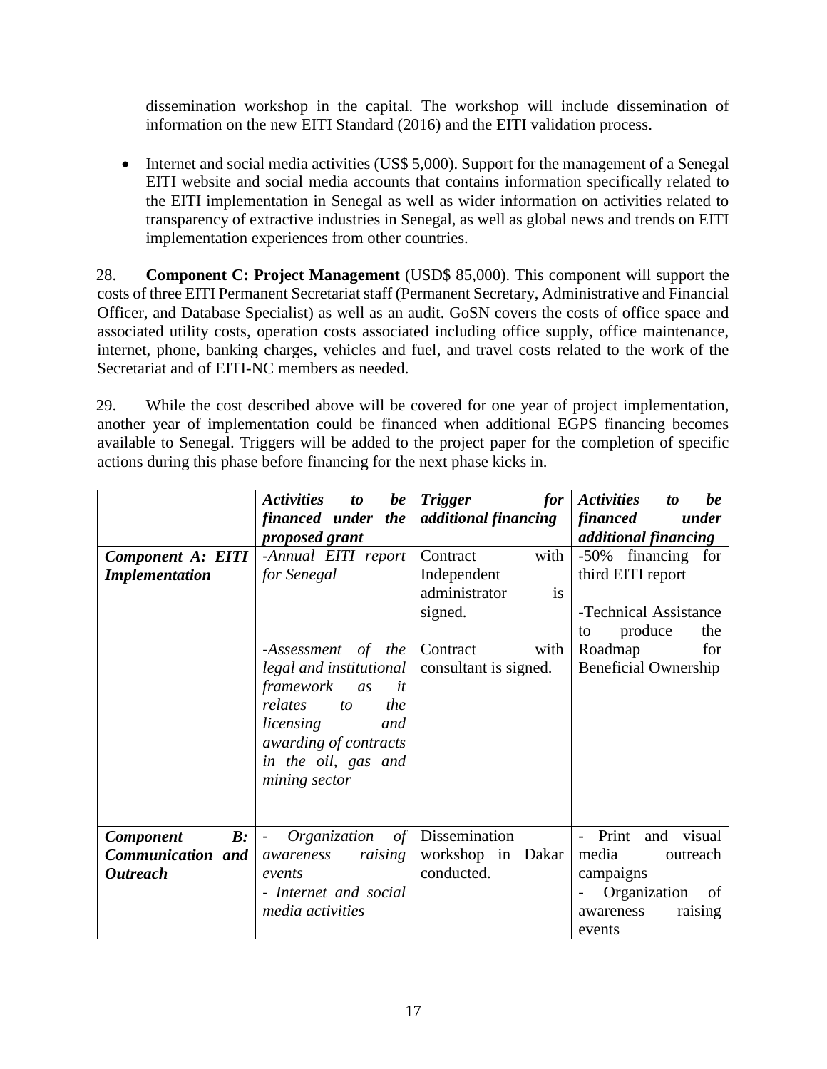dissemination workshop in the capital. The workshop will include dissemination of information on the new EITI Standard (2016) and the EITI validation process.

- Internet and social media activities (US$ 5,000). Support for the management of a Senegal EITI website and social media accounts that contains information specifically related to the EITI implementation in Senegal as well as wider information on activities related to transparency of extractive industries in Senegal, as well as global news and trends on EITI implementation experiences from other countries.

28. **Component C: Project Management** (USD$ 85,000). This component will support the costs of three EITI Permanent Secretariat staff (Permanent Secretary, Administrative and Financial Officer, and Database Specialist) as well as an audit. GoSN covers the costs of office space and associated utility costs, operation costs associated including office supply, office maintenance, internet, phone, banking charges, vehicles and fuel, and travel costs related to the work of the Secretariat and of EITI-NC members as needed.

29. While the cost described above will be covered for one year of project implementation, another year of implementation could be financed when additional EGPS financing becomes available to Senegal. Triggers will be added to the project paper for the completion of specific actions during this phase before financing for the next phase kicks in.

| | ***Activities to be financed under the proposed grant*** | ***Trigger for additional financing*** | ***Activities to be financed under additional financing*** |
|---|---|---|---|
| ***Component A: EITI Implementation*** | *-Annual EITI report for Senegal*<br><br>*-Assessment of the legal and institutional framework as it relates to the licensing and awarding of contracts in the oil, gas and mining sector* | Contract with Independent administrator is signed.<br><br>Contract with consultant is signed. | -50% financing for third EITI report<br><br>-Technical Assistance to produce the Roadmap for Beneficial Ownership |
| ***Component B: Communication and Outreach*** | *- Organization of awareness raising events*<br>*- Internet and social media activities* | Dissemination workshop in Dakar conducted. | - Print and visual media outreach campaigns<br>- Organization of awareness raising events |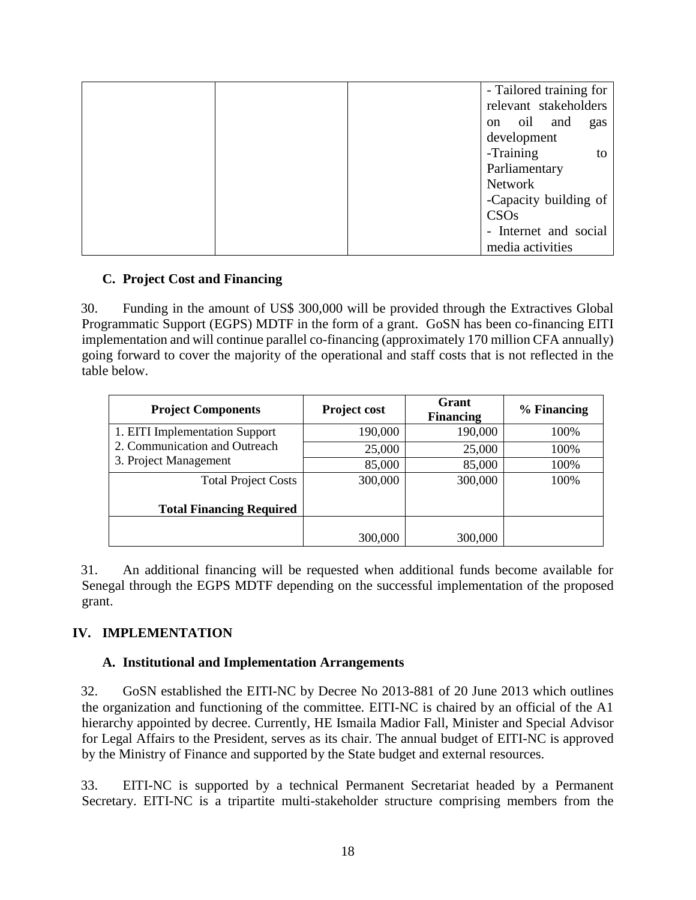| | | | - Tailored training for relevant stakeholders on oil and gas development<br>-Training to Parliamentary Network<br>-Capacity building of CSOs<br>- Internet and social media activities |
|---|---|---|---|

### C. Project Cost and Financing

30. Funding in the amount of US$ 300,000 will be provided through the Extractives Global Programmatic Support (EGPS) MDTF in the form of a grant. GoSN has been co-financing EITI implementation and will continue parallel co-financing (approximately 170 million CFA annually) going forward to cover the majority of the operational and staff costs that is not reflected in the table below.

| Project Components | Project cost | Grant Financing | % Financing |
|---|---|---|---|
| 1. EITI Implementation Support | 190,000 | 190,000 | 100% |
| 2. Communication and Outreach | 25,000 | 25,000 | 100% |
| 3. Project Management | 85,000 | 85,000 | 100% |
| Total Project Costs | 300,000 | 300,000 | 100% |
| **Total Financing Required** | | | |
| | 300,000 | 300,000 | |

31. An additional financing will be requested when additional funds become available for Senegal through the EGPS MDTF depending on the successful implementation of the proposed grant.

## IV. IMPLEMENTATION

### A. Institutional and Implementation Arrangements

32. GoSN established the EITI-NC by Decree No 2013-881 of 20 June 2013 which outlines the organization and functioning of the committee. EITI-NC is chaired by an official of the A1 hierarchy appointed by decree. Currently, HE Ismaila Madior Fall, Minister and Special Advisor for Legal Affairs to the President, serves as its chair. The annual budget of EITI-NC is approved by the Ministry of Finance and supported by the State budget and external resources.

33. EITI-NC is supported by a technical Permanent Secretariat headed by a Permanent Secretary. EITI-NC is a tripartite multi-stakeholder structure comprising members from the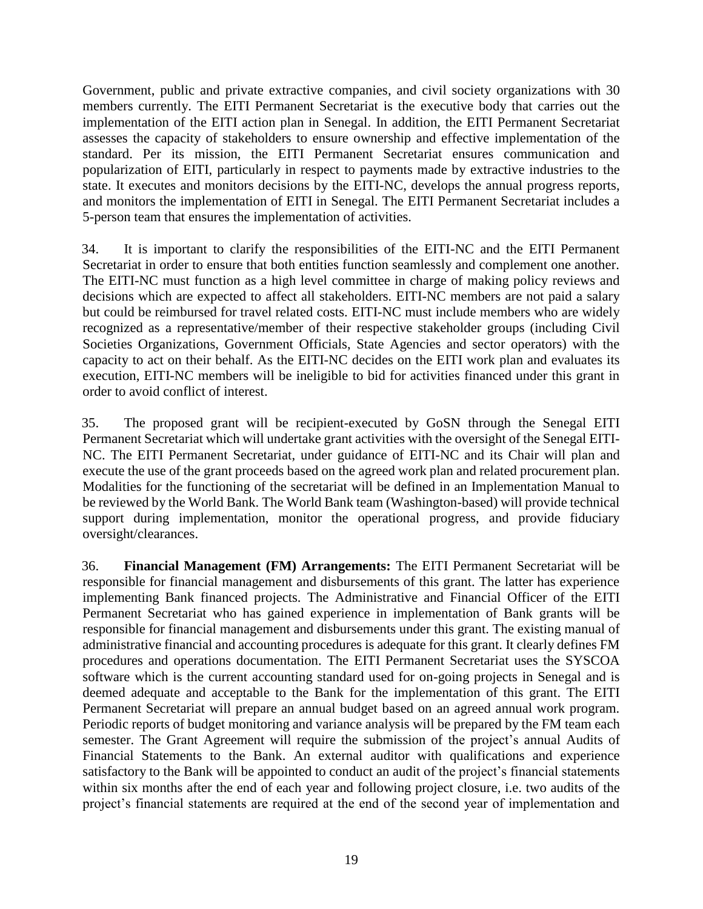Government, public and private extractive companies, and civil society organizations with 30 members currently. The EITI Permanent Secretariat is the executive body that carries out the implementation of the EITI action plan in Senegal. In addition, the EITI Permanent Secretariat assesses the capacity of stakeholders to ensure ownership and effective implementation of the standard. Per its mission, the EITI Permanent Secretariat ensures communication and popularization of EITI, particularly in respect to payments made by extractive industries to the state. It executes and monitors decisions by the EITI-NC, develops the annual progress reports, and monitors the implementation of EITI in Senegal. The EITI Permanent Secretariat includes a 5-person team that ensures the implementation of activities.

34. It is important to clarify the responsibilities of the EITI-NC and the EITI Permanent Secretariat in order to ensure that both entities function seamlessly and complement one another. The EITI-NC must function as a high level committee in charge of making policy reviews and decisions which are expected to affect all stakeholders. EITI-NC members are not paid a salary but could be reimbursed for travel related costs. EITI-NC must include members who are widely recognized as a representative/member of their respective stakeholder groups (including Civil Societies Organizations, Government Officials, State Agencies and sector operators) with the capacity to act on their behalf. As the EITI-NC decides on the EITI work plan and evaluates its execution, EITI-NC members will be ineligible to bid for activities financed under this grant in order to avoid conflict of interest.

35. The proposed grant will be recipient-executed by GoSN through the Senegal EITI Permanent Secretariat which will undertake grant activities with the oversight of the Senegal EITI-NC. The EITI Permanent Secretariat, under guidance of EITI-NC and its Chair will plan and execute the use of the grant proceeds based on the agreed work plan and related procurement plan. Modalities for the functioning of the secretariat will be defined in an Implementation Manual to be reviewed by the World Bank. The World Bank team (Washington-based) will provide technical support during implementation, monitor the operational progress, and provide fiduciary oversight/clearances.

36. **Financial Management (FM) Arrangements:** The EITI Permanent Secretariat will be responsible for financial management and disbursements of this grant. The latter has experience implementing Bank financed projects. The Administrative and Financial Officer of the EITI Permanent Secretariat who has gained experience in implementation of Bank grants will be responsible for financial management and disbursements under this grant. The existing manual of administrative financial and accounting procedures is adequate for this grant. It clearly defines FM procedures and operations documentation. The EITI Permanent Secretariat uses the SYSCOA software which is the current accounting standard used for on-going projects in Senegal and is deemed adequate and acceptable to the Bank for the implementation of this grant. The EITI Permanent Secretariat will prepare an annual budget based on an agreed annual work program. Periodic reports of budget monitoring and variance analysis will be prepared by the FM team each semester. The Grant Agreement will require the submission of the project's annual Audits of Financial Statements to the Bank. An external auditor with qualifications and experience satisfactory to the Bank will be appointed to conduct an audit of the project's financial statements within six months after the end of each year and following project closure, i.e. two audits of the project's financial statements are required at the end of the second year of implementation and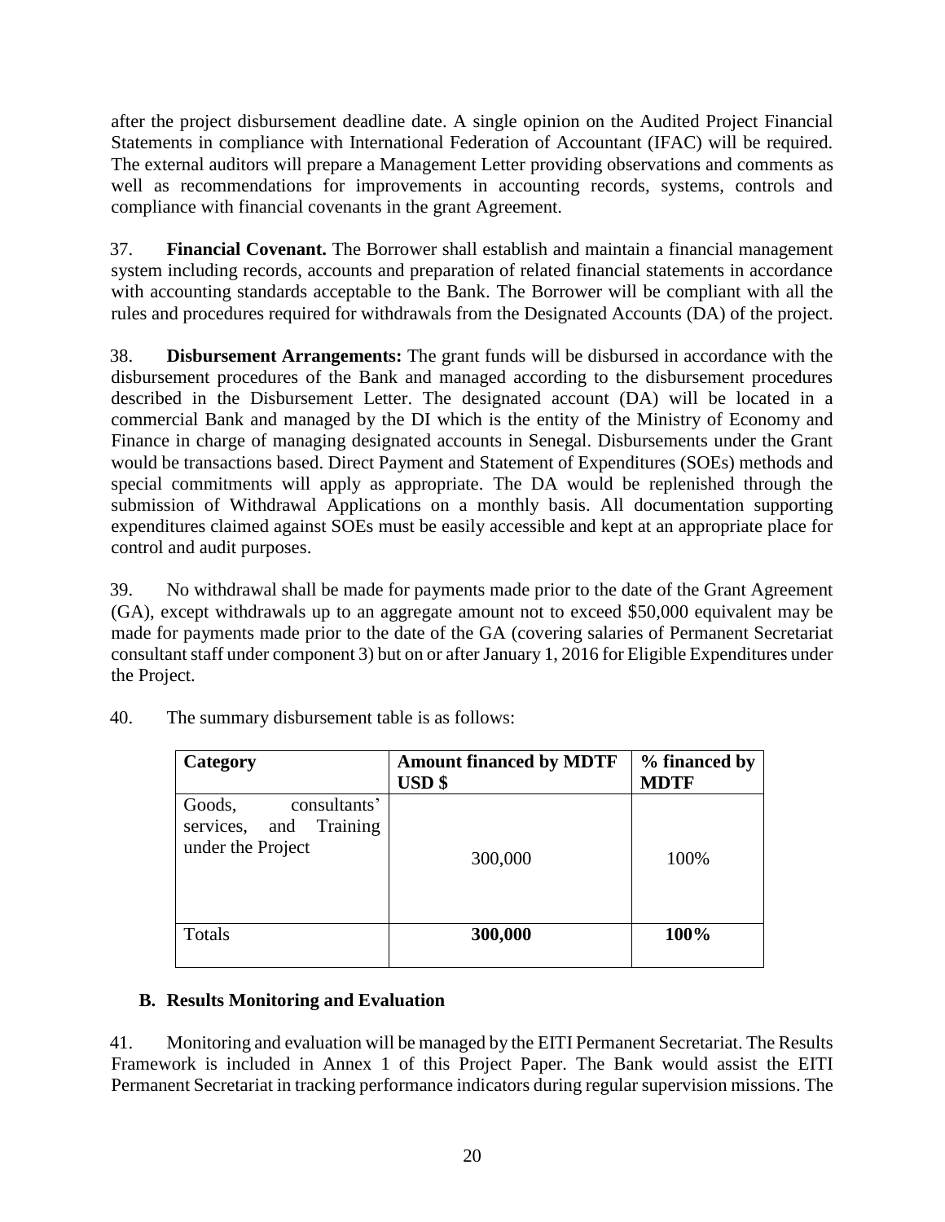after the project disbursement deadline date. A single opinion on the Audited Project Financial Statements in compliance with International Federation of Accountant (IFAC) will be required. The external auditors will prepare a Management Letter providing observations and comments as well as recommendations for improvements in accounting records, systems, controls and compliance with financial covenants in the grant Agreement.

37. **Financial Covenant.** The Borrower shall establish and maintain a financial management system including records, accounts and preparation of related financial statements in accordance with accounting standards acceptable to the Bank. The Borrower will be compliant with all the rules and procedures required for withdrawals from the Designated Accounts (DA) of the project.

38. **Disbursement Arrangements:** The grant funds will be disbursed in accordance with the disbursement procedures of the Bank and managed according to the disbursement procedures described in the Disbursement Letter. The designated account (DA) will be located in a commercial Bank and managed by the DI which is the entity of the Ministry of Economy and Finance in charge of managing designated accounts in Senegal. Disbursements under the Grant would be transactions based. Direct Payment and Statement of Expenditures (SOEs) methods and special commitments will apply as appropriate. The DA would be replenished through the submission of Withdrawal Applications on a monthly basis. All documentation supporting expenditures claimed against SOEs must be easily accessible and kept at an appropriate place for control and audit purposes.

39. No withdrawal shall be made for payments made prior to the date of the Grant Agreement (GA), except withdrawals up to an aggregate amount not to exceed $50,000 equivalent may be made for payments made prior to the date of the GA (covering salaries of Permanent Secretariat consultant staff under component 3) but on or after January 1, 2016 for Eligible Expenditures under the Project.

40. The summary disbursement table is as follows:

| **Category** | **Amount financed by MDTF USD $** | **% financed by MDTF** |
|---|---|---|
| Goods, consultants' services, and Training under the Project | 300,000 | 100% |
| Totals | **300,000** | **100%** |

## B. Results Monitoring and Evaluation

41. Monitoring and evaluation will be managed by the EITI Permanent Secretariat. The Results Framework is included in Annex 1 of this Project Paper. The Bank would assist the EITI Permanent Secretariat in tracking performance indicators during regular supervision missions. The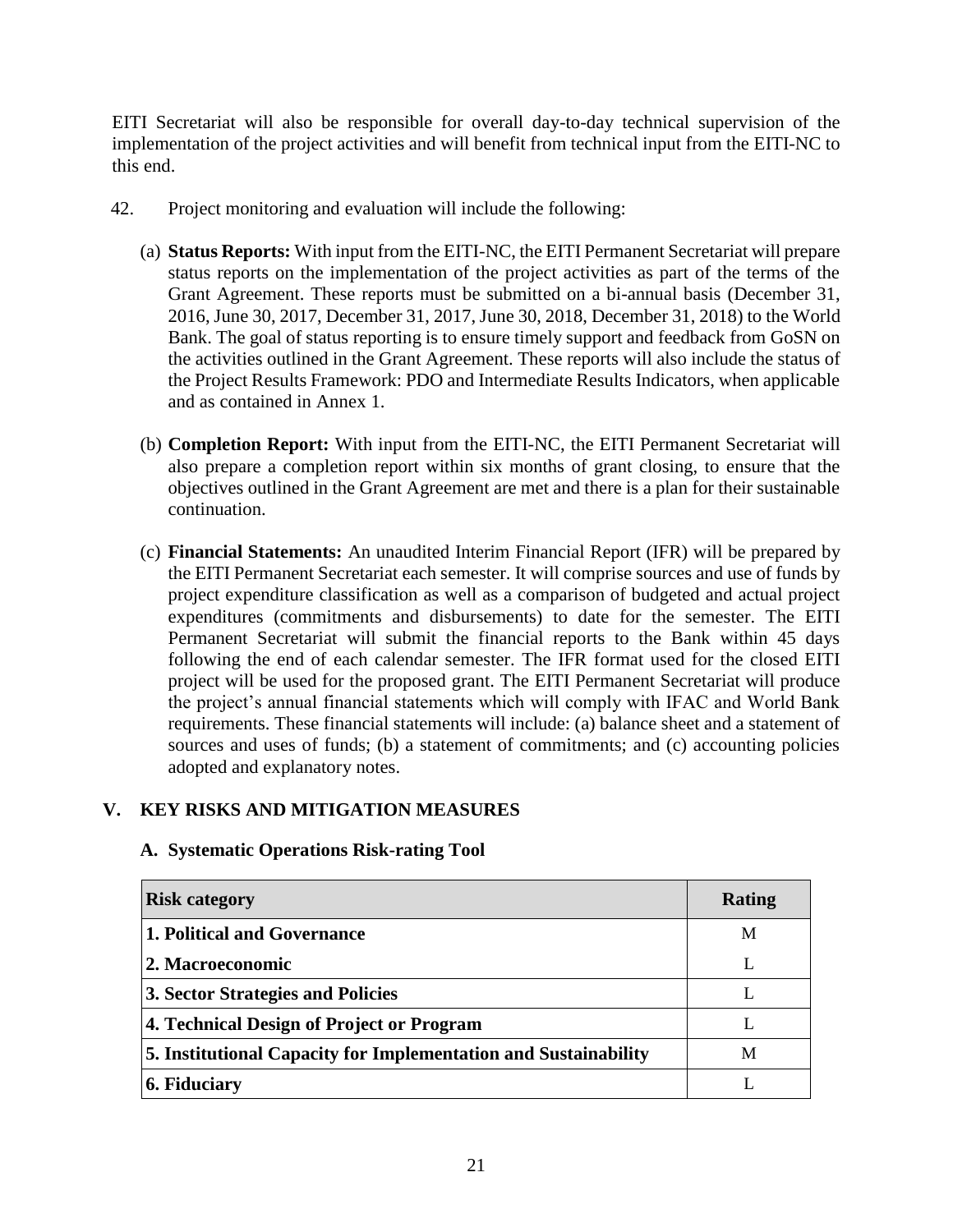EITI Secretariat will also be responsible for overall day-to-day technical supervision of the implementation of the project activities and will benefit from technical input from the EITI-NC to this end.

42. Project monitoring and evaluation will include the following:

(a) **Status Reports:** With input from the EITI-NC, the EITI Permanent Secretariat will prepare status reports on the implementation of the project activities as part of the terms of the Grant Agreement. These reports must be submitted on a bi-annual basis (December 31, 2016, June 30, 2017, December 31, 2017, June 30, 2018, December 31, 2018) to the World Bank. The goal of status reporting is to ensure timely support and feedback from GoSN on the activities outlined in the Grant Agreement. These reports will also include the status of the Project Results Framework: PDO and Intermediate Results Indicators, when applicable and as contained in Annex 1.

(b) **Completion Report:** With input from the EITI-NC, the EITI Permanent Secretariat will also prepare a completion report within six months of grant closing, to ensure that the objectives outlined in the Grant Agreement are met and there is a plan for their sustainable continuation.

(c) **Financial Statements:** An unaudited Interim Financial Report (IFR) will be prepared by the EITI Permanent Secretariat each semester. It will comprise sources and use of funds by project expenditure classification as well as a comparison of budgeted and actual project expenditures (commitments and disbursements) to date for the semester. The EITI Permanent Secretariat will submit the financial reports to the Bank within 45 days following the end of each calendar semester. The IFR format used for the closed EITI project will be used for the proposed grant. The EITI Permanent Secretariat will produce the project's annual financial statements which will comply with IFAC and World Bank requirements. These financial statements will include: (a) balance sheet and a statement of sources and uses of funds; (b) a statement of commitments; and (c) accounting policies adopted and explanatory notes.

## V. KEY RISKS AND MITIGATION MEASURES

### A. Systematic Operations Risk-rating Tool

| Risk category | Rating |
|---|---|
| **1. Political and Governance** | M |
| **2. Macroeconomic** | L |
| **3. Sector Strategies and Policies** | L |
| **4. Technical Design of Project or Program** | L |
| **5. Institutional Capacity for Implementation and Sustainability** | M |
| **6. Fiduciary** | L |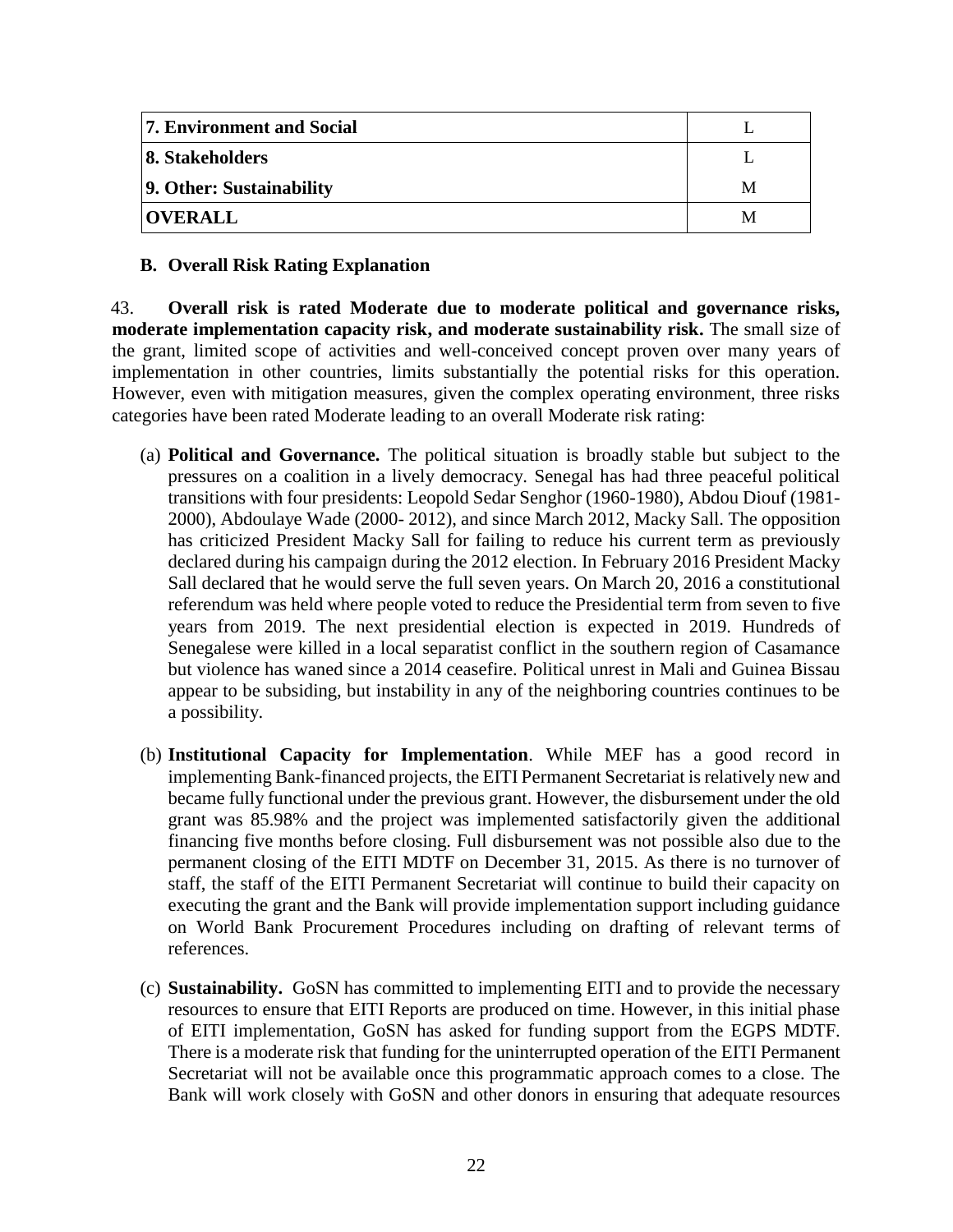| **7. Environment and Social** | L |
|---|---|
| **8. Stakeholders** | L |
| **9. Other: Sustainability** | M |
| **OVERALL** | M |

### B. Overall Risk Rating Explanation

43. **Overall risk is rated Moderate due to moderate political and governance risks, moderate implementation capacity risk, and moderate sustainability risk.** The small size of the grant, limited scope of activities and well-conceived concept proven over many years of implementation in other countries, limits substantially the potential risks for this operation. However, even with mitigation measures, given the complex operating environment, three risks categories have been rated Moderate leading to an overall Moderate risk rating:

(a) **Political and Governance.** The political situation is broadly stable but subject to the pressures on a coalition in a lively democracy. Senegal has had three peaceful political transitions with four presidents: Leopold Sedar Senghor (1960-1980), Abdou Diouf (1981-2000), Abdoulaye Wade (2000- 2012), and since March 2012, Macky Sall. The opposition has criticized President Macky Sall for failing to reduce his current term as previously declared during his campaign during the 2012 election. In February 2016 President Macky Sall declared that he would serve the full seven years. On March 20, 2016 a constitutional referendum was held where people voted to reduce the Presidential term from seven to five years from 2019. The next presidential election is expected in 2019. Hundreds of Senegalese were killed in a local separatist conflict in the southern region of Casamance but violence has waned since a 2014 ceasefire. Political unrest in Mali and Guinea Bissau appear to be subsiding, but instability in any of the neighboring countries continues to be a possibility.

(b) **Institutional Capacity for Implementation**. While MEF has a good record in implementing Bank-financed projects, the EITI Permanent Secretariat is relatively new and became fully functional under the previous grant. However, the disbursement under the old grant was 85.98% and the project was implemented satisfactorily given the additional financing five months before closing. Full disbursement was not possible also due to the permanent closing of the EITI MDTF on December 31, 2015. As there is no turnover of staff, the staff of the EITI Permanent Secretariat will continue to build their capacity on executing the grant and the Bank will provide implementation support including guidance on World Bank Procurement Procedures including on drafting of relevant terms of references.

(c) **Sustainability.** GoSN has committed to implementing EITI and to provide the necessary resources to ensure that EITI Reports are produced on time. However, in this initial phase of EITI implementation, GoSN has asked for funding support from the EGPS MDTF. There is a moderate risk that funding for the uninterrupted operation of the EITI Permanent Secretariat will not be available once this programmatic approach comes to a close. The Bank will work closely with GoSN and other donors in ensuring that adequate resources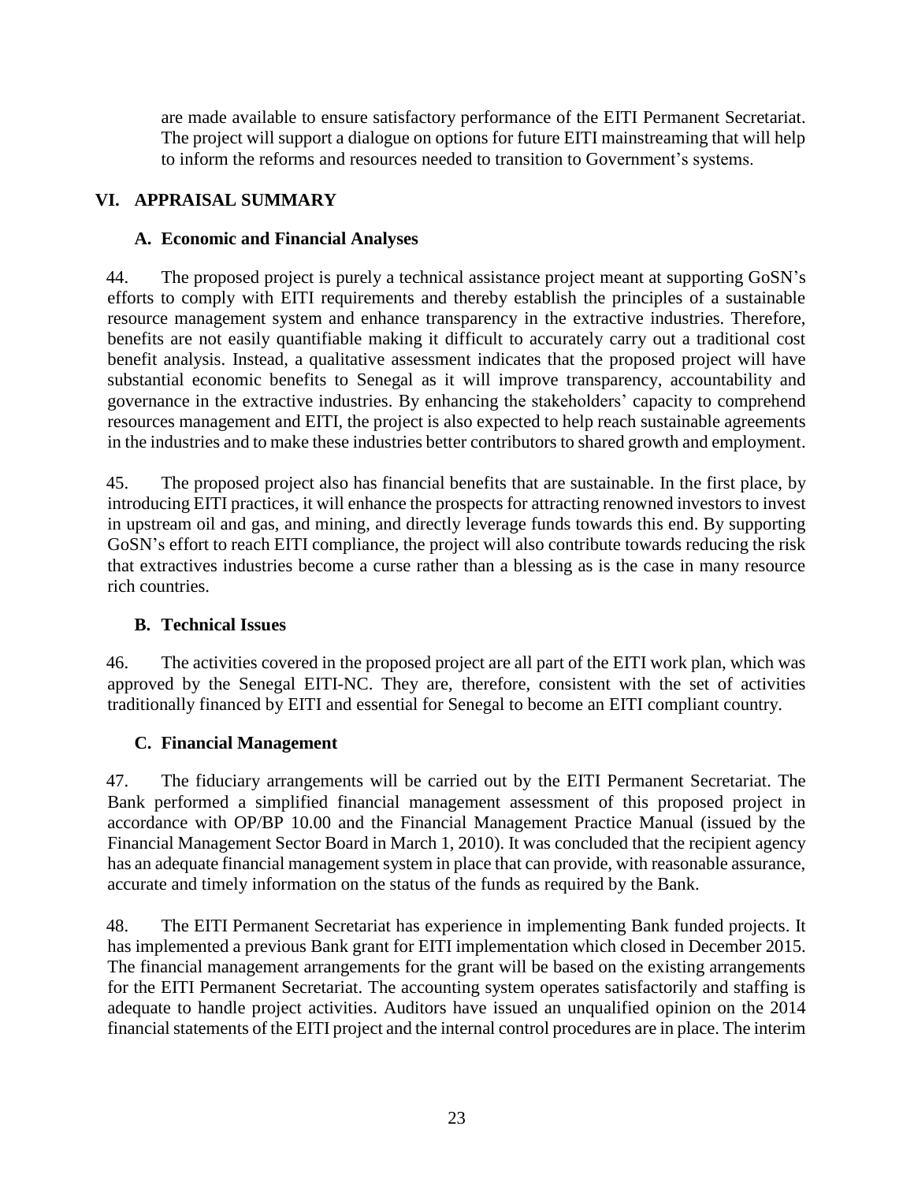are made available to ensure satisfactory performance of the EITI Permanent Secretariat. The project will support a dialogue on options for future EITI mainstreaming that will help to inform the reforms and resources needed to transition to Government's systems.

## VI. APPRAISAL SUMMARY

### A. Economic and Financial Analyses

44. The proposed project is purely a technical assistance project meant at supporting GoSN's efforts to comply with EITI requirements and thereby establish the principles of a sustainable resource management system and enhance transparency in the extractive industries. Therefore, benefits are not easily quantifiable making it difficult to accurately carry out a traditional cost benefit analysis. Instead, a qualitative assessment indicates that the proposed project will have substantial economic benefits to Senegal as it will improve transparency, accountability and governance in the extractive industries. By enhancing the stakeholders' capacity to comprehend resources management and EITI, the project is also expected to help reach sustainable agreements in the industries and to make these industries better contributors to shared growth and employment.

45. The proposed project also has financial benefits that are sustainable. In the first place, by introducing EITI practices, it will enhance the prospects for attracting renowned investors to invest in upstream oil and gas, and mining, and directly leverage funds towards this end. By supporting GoSN's effort to reach EITI compliance, the project will also contribute towards reducing the risk that extractives industries become a curse rather than a blessing as is the case in many resource rich countries.

### B. Technical Issues

46. The activities covered in the proposed project are all part of the EITI work plan, which was approved by the Senegal EITI-NC. They are, therefore, consistent with the set of activities traditionally financed by EITI and essential for Senegal to become an EITI compliant country.

### C. Financial Management

47. The fiduciary arrangements will be carried out by the EITI Permanent Secretariat. The Bank performed a simplified financial management assessment of this proposed project in accordance with OP/BP 10.00 and the Financial Management Practice Manual (issued by the Financial Management Sector Board in March 1, 2010). It was concluded that the recipient agency has an adequate financial management system in place that can provide, with reasonable assurance, accurate and timely information on the status of the funds as required by the Bank.

48. The EITI Permanent Secretariat has experience in implementing Bank funded projects. It has implemented a previous Bank grant for EITI implementation which closed in December 2015. The financial management arrangements for the grant will be based on the existing arrangements for the EITI Permanent Secretariat. The accounting system operates satisfactorily and staffing is adequate to handle project activities. Auditors have issued an unqualified opinion on the 2014 financial statements of the EITI project and the internal control procedures are in place. The interim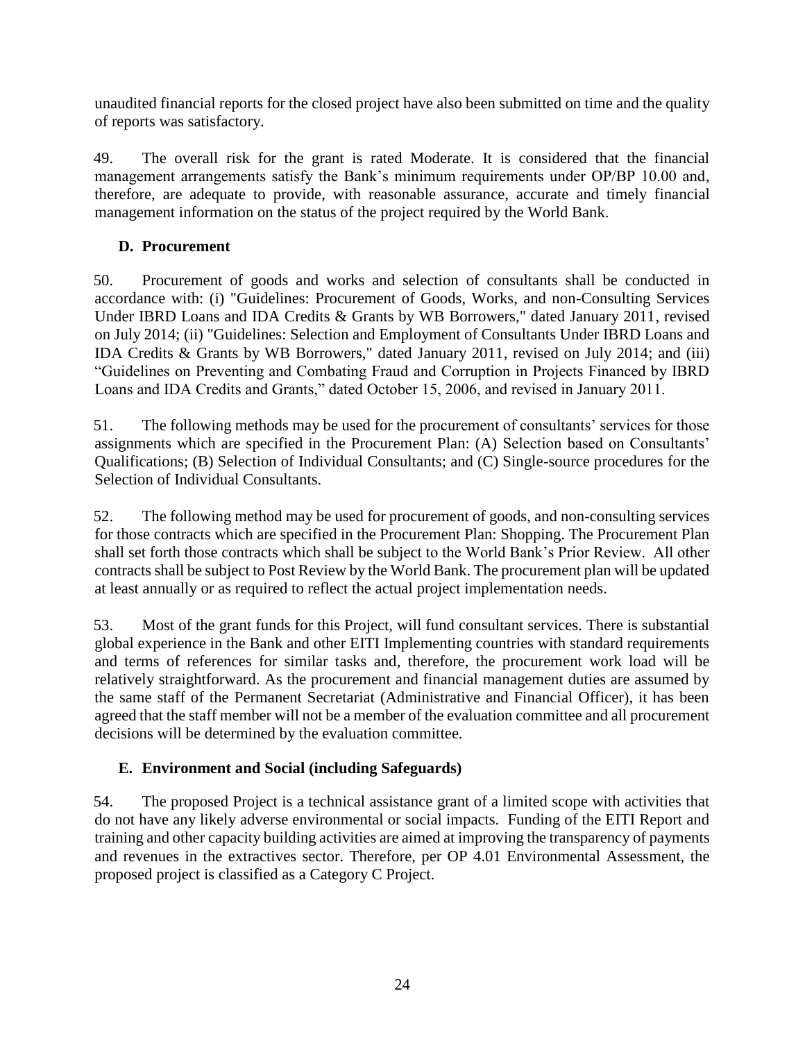unaudited financial reports for the closed project have also been submitted on time and the quality of reports was satisfactory.

49. The overall risk for the grant is rated Moderate. It is considered that the financial management arrangements satisfy the Bank's minimum requirements under OP/BP 10.00 and, therefore, are adequate to provide, with reasonable assurance, accurate and timely financial management information on the status of the project required by the World Bank.

### D. Procurement

50. Procurement of goods and works and selection of consultants shall be conducted in accordance with: (i) "Guidelines: Procurement of Goods, Works, and non-Consulting Services Under IBRD Loans and IDA Credits & Grants by WB Borrowers," dated January 2011, revised on July 2014; (ii) "Guidelines: Selection and Employment of Consultants Under IBRD Loans and IDA Credits & Grants by WB Borrowers," dated January 2011, revised on July 2014; and (iii) "Guidelines on Preventing and Combating Fraud and Corruption in Projects Financed by IBRD Loans and IDA Credits and Grants," dated October 15, 2006, and revised in January 2011.

51. The following methods may be used for the procurement of consultants' services for those assignments which are specified in the Procurement Plan: (A) Selection based on Consultants' Qualifications; (B) Selection of Individual Consultants; and (C) Single-source procedures for the Selection of Individual Consultants.

52. The following method may be used for procurement of goods, and non-consulting services for those contracts which are specified in the Procurement Plan: Shopping. The Procurement Plan shall set forth those contracts which shall be subject to the World Bank's Prior Review. All other contracts shall be subject to Post Review by the World Bank. The procurement plan will be updated at least annually or as required to reflect the actual project implementation needs.

53. Most of the grant funds for this Project, will fund consultant services. There is substantial global experience in the Bank and other EITI Implementing countries with standard requirements and terms of references for similar tasks and, therefore, the procurement work load will be relatively straightforward. As the procurement and financial management duties are assumed by the same staff of the Permanent Secretariat (Administrative and Financial Officer), it has been agreed that the staff member will not be a member of the evaluation committee and all procurement decisions will be determined by the evaluation committee.

### E. Environment and Social (including Safeguards)

54. The proposed Project is a technical assistance grant of a limited scope with activities that do not have any likely adverse environmental or social impacts. Funding of the EITI Report and training and other capacity building activities are aimed at improving the transparency of payments and revenues in the extractives sector. Therefore, per OP 4.01 Environmental Assessment, the proposed project is classified as a Category C Project.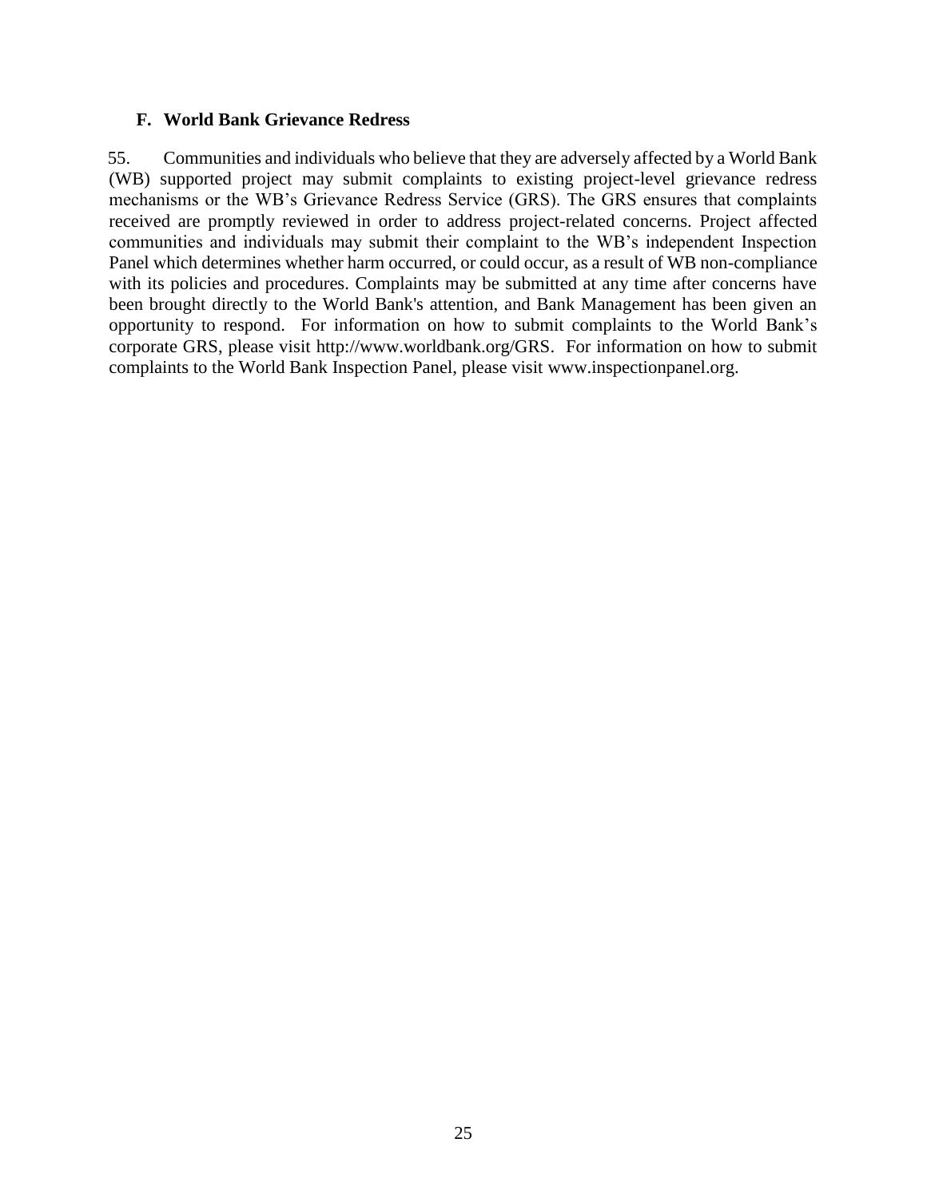### F. World Bank Grievance Redress

55. Communities and individuals who believe that they are adversely affected by a World Bank (WB) supported project may submit complaints to existing project-level grievance redress mechanisms or the WB's Grievance Redress Service (GRS). The GRS ensures that complaints received are promptly reviewed in order to address project-related concerns. Project affected communities and individuals may submit their complaint to the WB's independent Inspection Panel which determines whether harm occurred, or could occur, as a result of WB non-compliance with its policies and procedures. Complaints may be submitted at any time after concerns have been brought directly to the World Bank's attention, and Bank Management has been given an opportunity to respond. For information on how to submit complaints to the World Bank's corporate GRS, please visit http://www.worldbank.org/GRS. For information on how to submit complaints to the World Bank Inspection Panel, please visit www.inspectionpanel.org.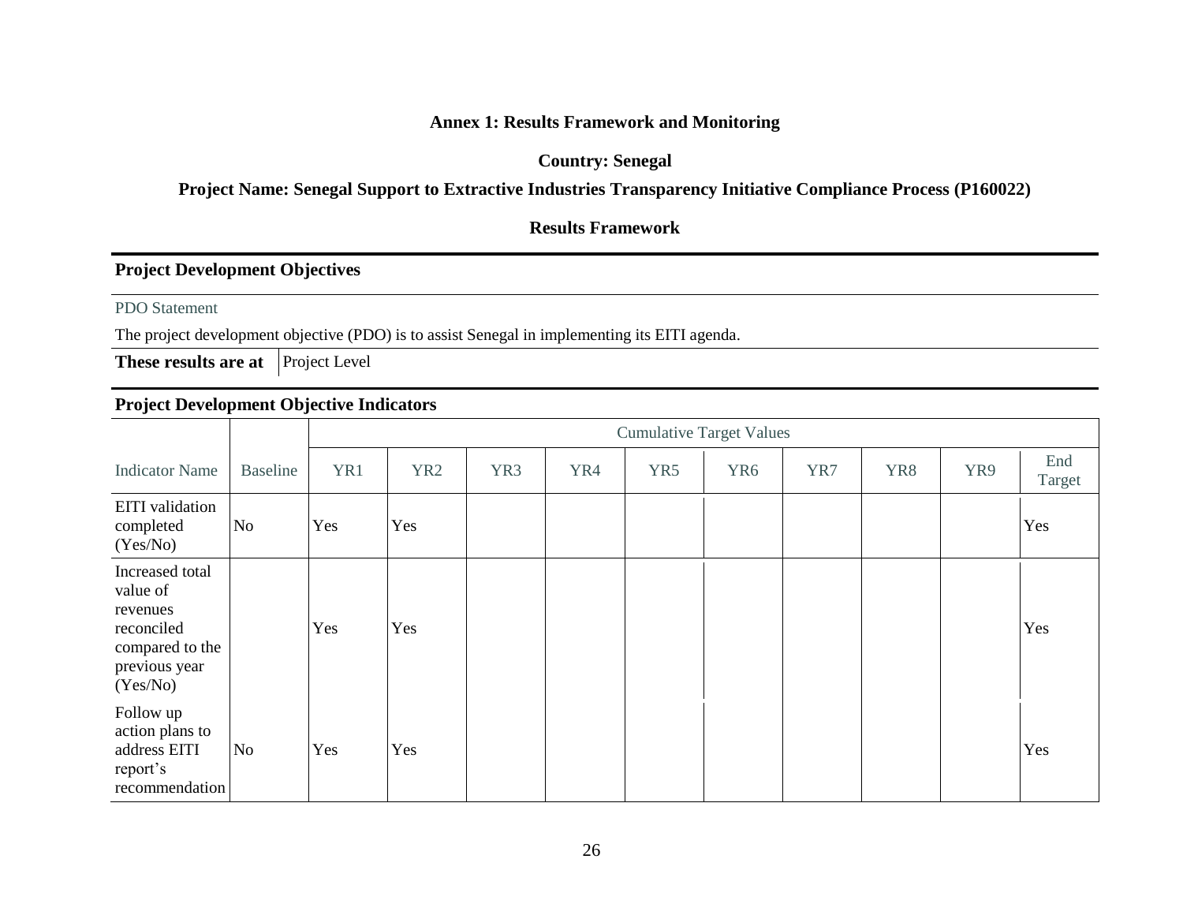**Annex 1: Results Framework and Monitoring**

**Country: Senegal**

**Project Name: Senegal Support to Extractive Industries Transparency Initiative Compliance Process (P160022)**

**Results Framework**

**Project Development Objectives**

PDO Statement

The project development objective (PDO) is to assist Senegal in implementing its EITI agenda.

| **These results are at** | Project Level |
|---|---|

**Project Development Objective Indicators**

| | | Cumulative Target Values | | | | | | | | | |
|---|---|---|---|---|---|---|---|---|---|---|---|
| Indicator Name | Baseline | YR1 | YR2 | YR3 | YR4 | YR5 | YR6 | YR7 | YR8 | YR9 | End Target |
| EITI validation completed (Yes/No) | No | Yes | Yes | | | | | | | | Yes |
| Increased total value of revenues reconciled compared to the previous year (Yes/No) | | Yes | Yes | | | | | | | | Yes |
| Follow up action plans to address EITI report's recommendation | No | Yes | Yes | | | | | | | | Yes |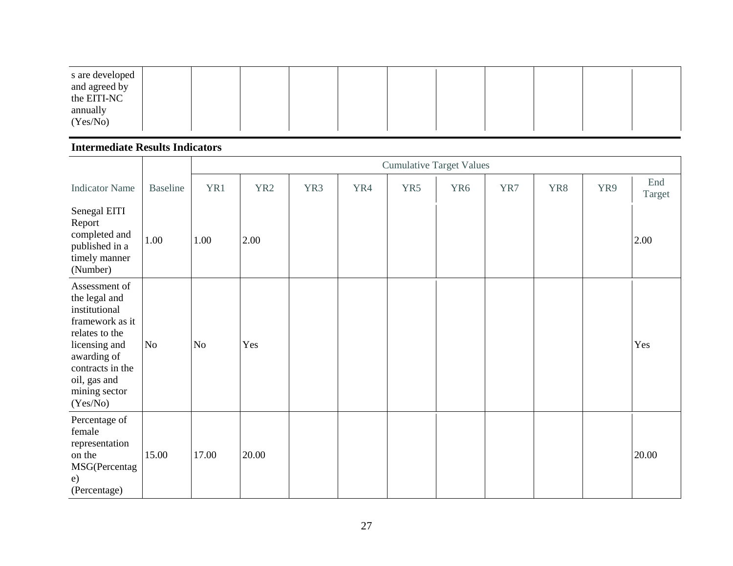| s are developed and agreed by the EITI-NC annually (Yes/No) | | | | | | | | | | | |
|---|---|---|---|---|---|---|---|---|---|---|---|

**Intermediate Results Indicators**

| | | Cumulative Target Values | | | | | | | | | |
|---|---|---|---|---|---|---|---|---|---|---|---|
| Indicator Name | Baseline | YR1 | YR2 | YR3 | YR4 | YR5 | YR6 | YR7 | YR8 | YR9 | End Target |
| Senegal EITI Report completed and published in a timely manner (Number) | 1.00 | 1.00 | 2.00 | | | | | | | | 2.00 |
| Assessment of the legal and institutional framework as it relates to the licensing and awarding of contracts in the oil, gas and mining sector (Yes/No) | No | No | Yes | | | | | | | | Yes |
| Percentage of female representation on the MSG(Percentage) (Percentage) | 15.00 | 17.00 | 20.00 | | | | | | | | 20.00 |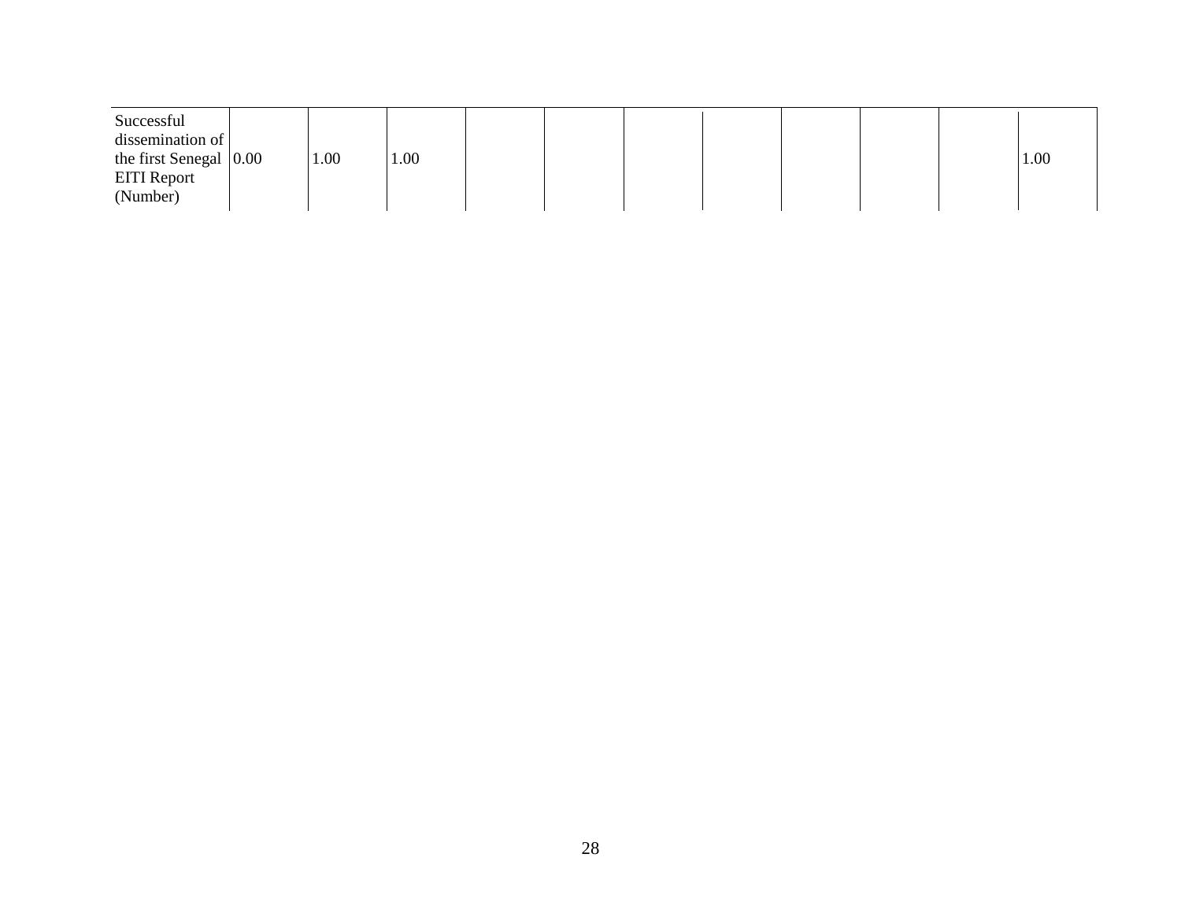| | | | | | | | | | | | |
|---|---|---|---|---|---|---|---|---|---|---|---|
| Successful dissemination of the first Senegal EITI Report (Number) | 0.00 | 1.00 | 1.00 | | | | | | | | 1.00 |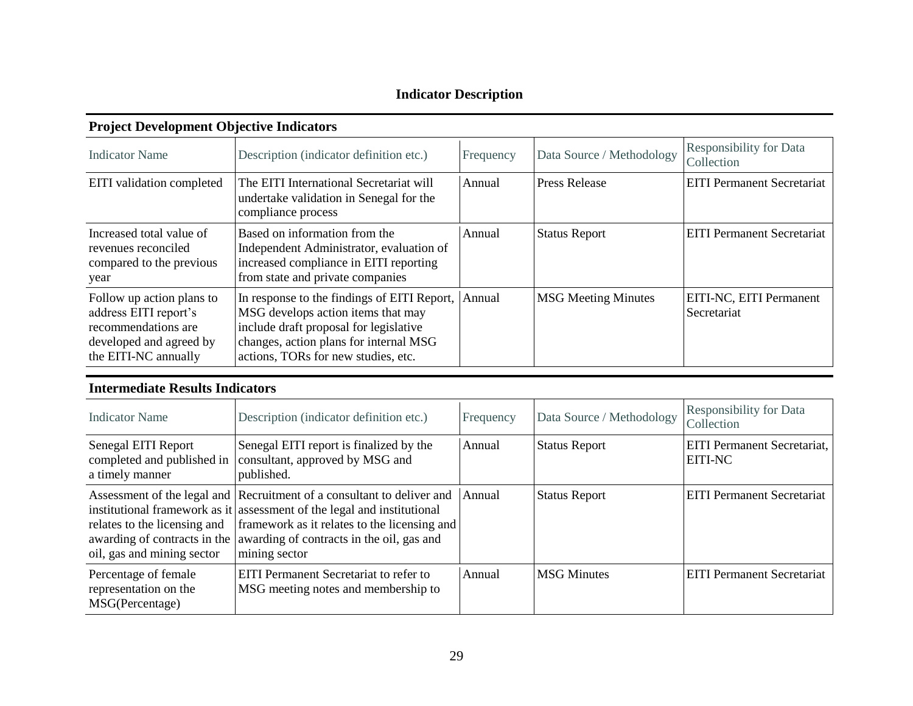## Indicator Description

### Project Development Objective Indicators

| Indicator Name | Description (indicator definition etc.) | Frequency | Data Source / Methodology | Responsibility for Data Collection |
|---|---|---|---|---|
| EITI validation completed | The EITI International Secretariat will undertake validation in Senegal for the compliance process | Annual | Press Release | EITI Permanent Secretariat |
| Increased total value of revenues reconciled compared to the previous year | Based on information from the Independent Administrator, evaluation of increased compliance in EITI reporting from state and private companies | Annual | Status Report | EITI Permanent Secretariat |
| Follow up action plans to address EITI report's recommendations are developed and agreed by the EITI-NC annually | In response to the findings of EITI Report, MSG develops action items that may include draft proposal for legislative changes, action plans for internal MSG actions, TORs for new studies, etc. | Annual | MSG Meeting Minutes | EITI-NC, EITI Permanent Secretariat |

### Intermediate Results Indicators

| Indicator Name | Description (indicator definition etc.) | Frequency | Data Source / Methodology | Responsibility for Data Collection |
|---|---|---|---|---|
| Senegal EITI Report completed and published in a timely manner | Senegal EITI report is finalized by the consultant, approved by MSG and published. | Annual | Status Report | EITI Permanent Secretariat, EITI-NC |
| Assessment of the legal and institutional framework as it relates to the licensing and awarding of contracts in the oil, gas and mining sector | Recruitment of a consultant to deliver and assessment of the legal and institutional framework as it relates to the licensing and awarding of contracts in the oil, gas and mining sector | Annual | Status Report | EITI Permanent Secretariat |
| Percentage of female representation on the MSG(Percentage) | EITI Permanent Secretariat to refer to MSG meeting notes and membership to | Annual | MSG Minutes | EITI Permanent Secretariat |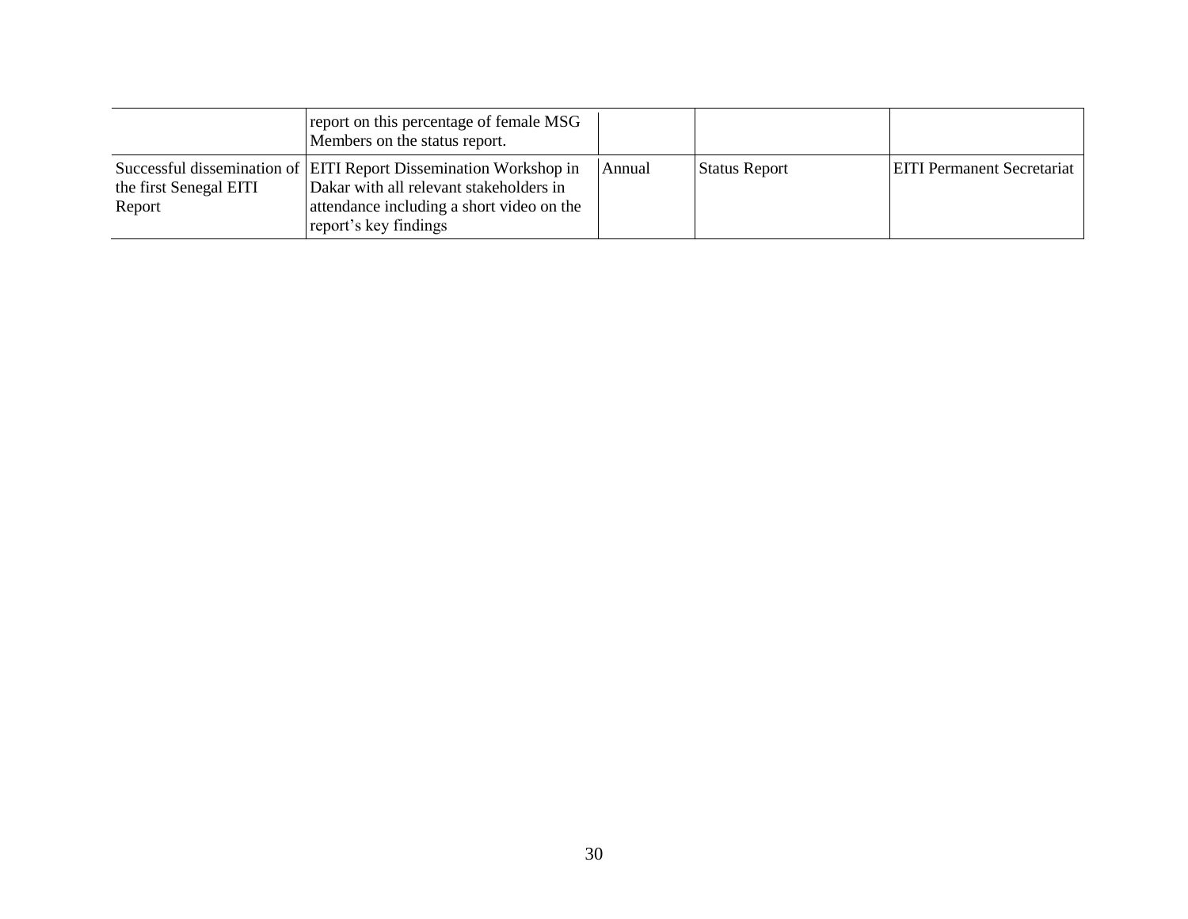| | | | | |
|---|---|---|---|---|
| | report on this percentage of female MSG Members on the status report. | | | |
| Successful dissemination of the first Senegal EITI Report | EITI Report Dissemination Workshop in Dakar with all relevant stakeholders in attendance including a short video on the report's key findings | Annual | Status Report | EITI Permanent Secretariat |